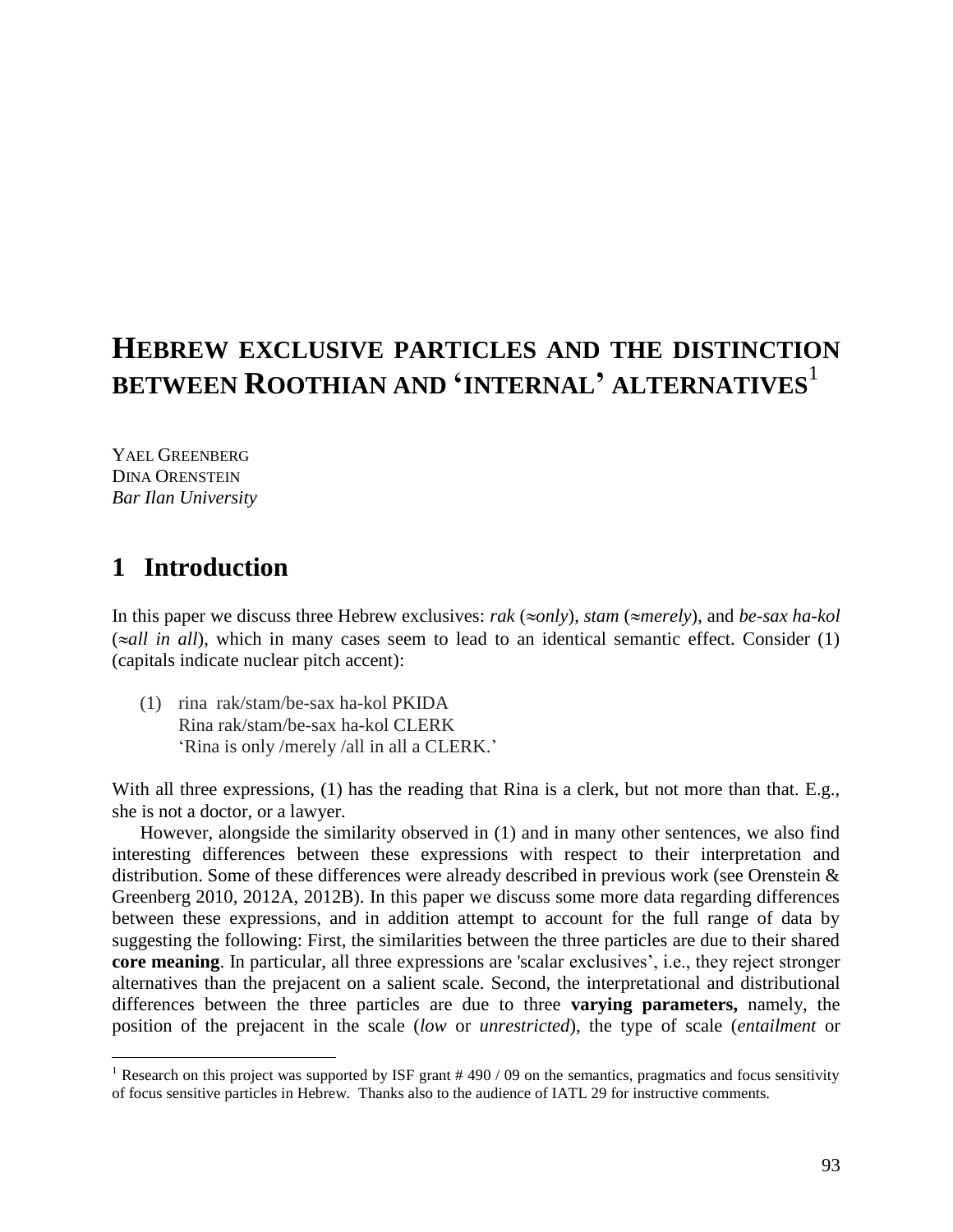# HEBREW EXCLUSIVE PARTICLES AND THE DISTINCTION BETWEEN ROOTHIAN AND 'INTERNAL' ALTERNATIVES[1]

YAEL GREENBERG
DINA ORENSTEIN
*Bar Ilan University*

## 1 Introduction

In this paper we discuss three Hebrew exclusives: *rak* (≈*only*), *stam* (≈*merely*), and *be-sax ha-kol* (≈*all in all*), which in many cases seem to lead to an identical semantic effect. Consider (1) (capitals indicate nuclear pitch accent):

(1) rina rak/stam/be-sax ha-kol PKIDA
Rina rak/stam/be-sax ha-kol CLERK
'Rina is only /merely /all in all a CLERK.'

With all three expressions, (1) has the reading that Rina is a clerk, but not more than that. E.g., she is not a doctor, or a lawyer.

However, alongside the similarity observed in (1) and in many other sentences, we also find interesting differences between these expressions with respect to their interpretation and distribution. Some of these differences were already described in previous work (see Orenstein & Greenberg 2010, 2012A, 2012B). In this paper we discuss some more data regarding differences between these expressions, and in addition attempt to account for the full range of data by suggesting the following: First, the similarities between the three particles are due to their shared **core meaning**. In particular, all three expressions are 'scalar exclusives', i.e., they reject stronger alternatives than the prejacent on a salient scale. Second, the interpretational and distributional differences between the three particles are due to three **varying parameters,** namely, the position of the prejacent in the scale (*low* or *unrestricted*), the type of scale (*entailment* or

[1] Research on this project was supported by ISF grant # 490 / 09 on the semantics, pragmatics and focus sensitivity of focus sensitive particles in Hebrew. Thanks also to the audience of IATL 29 for instructive comments.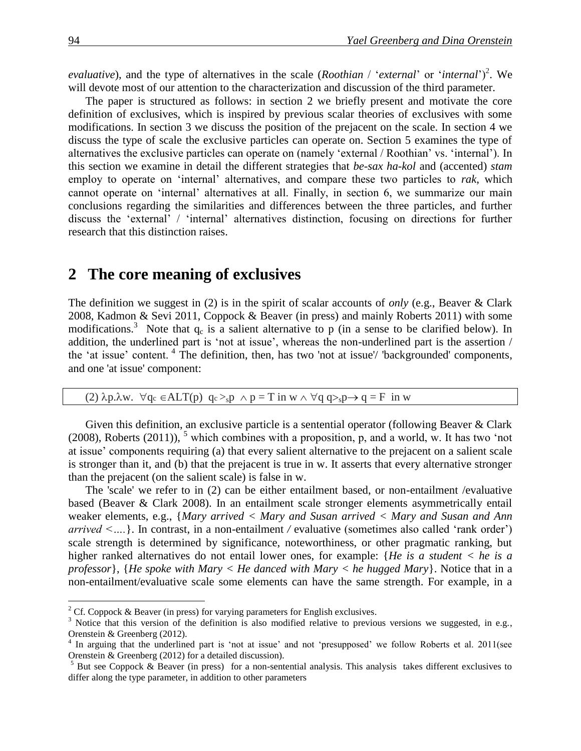*evaluative*), and the type of alternatives in the scale (*Roothian* / '*external*' or '*internal*')[2]. We will devote most of our attention to the characterization and discussion of the third parameter.

The paper is structured as follows: in section 2 we briefly present and motivate the core definition of exclusives, which is inspired by previous scalar theories of exclusives with some modifications. In section 3 we discuss the position of the prejacent on the scale. In section 4 we discuss the type of scale the exclusive particles can operate on. Section 5 examines the type of alternatives the exclusive particles can operate on (namely 'external / Roothian' vs. 'internal'). In this section we examine in detail the different strategies that *be-sax ha-kol* and (accented) *stam* employ to operate on 'internal' alternatives, and compare these two particles to *rak*, which cannot operate on 'internal' alternatives at all. Finally, in section 6, we summarize our main conclusions regarding the similarities and differences between the three particles, and further discuss the 'external' / 'internal' alternatives distinction, focusing on directions for further research that this distinction raises.

## 2 The core meaning of exclusives

The definition we suggest in (2) is in the spirit of scalar accounts of *only* (e.g., Beaver & Clark 2008, Kadmon & Sevi 2011, Coppock & Beaver (in press) and mainly Roberts 2011) with some modifications.[3] Note that $q_c$ is a salient alternative to p (in a sense to be clarified below). In addition, the underlined part is 'not at issue', whereas the non-underlined part is the assertion / the 'at issue' content.[4] The definition, then, has two 'not at issue'/ 'backgrounded' components, and one 'at issue' component:

(2) $\lambda p.\lambda w.\ \forall q_c \in ALT(p)\ q_c >_s p\ \wedge p = T \text{ in } w \wedge \forall q\ q>_s p \rightarrow q = F \text{ in } w$

Given this definition, an exclusive particle is a sentential operator (following Beaver & Clark (2008), Roberts (2011)),[5] which combines with a proposition, p, and a world, w. It has two 'not at issue' components requiring (a) that every salient alternative to the prejacent on a salient scale is stronger than it, and (b) that the prejacent is true in w. It asserts that every alternative stronger than the prejacent (on the salient scale) is false in w.

The 'scale' we refer to in (2) can be either entailment based, or non-entailment /evaluative based (Beaver & Clark 2008). In an entailment scale stronger elements asymmetrically entail weaker elements, e.g., {*Mary arrived < Mary and Susan arrived < Mary and Susan and Ann arrived <….*}. In contrast, in a non-entailment / evaluative (sometimes also called 'rank order') scale strength is determined by significance, noteworthiness, or other pragmatic ranking, but higher ranked alternatives do not entail lower ones, for example: {*He is a student < he is a professor*}, {*He spoke with Mary < He danced with Mary < he hugged Mary*}. Notice that in a non-entailment/evaluative scale some elements can have the same strength. For example, in a

---

[2] Cf. Coppock & Beaver (in press) for varying parameters for English exclusives.

[3] Notice that this version of the definition is also modified relative to previous versions we suggested, in e.g., Orenstein & Greenberg (2012).

[4] In arguing that the underlined part is 'not at issue' and not 'presupposed' we follow Roberts et al. 2011(see Orenstein & Greenberg (2012) for a detailed discussion).

[5] But see Coppock & Beaver (in press) for a non-sentential analysis. This analysis takes different exclusives to differ along the type parameter, in addition to other parameters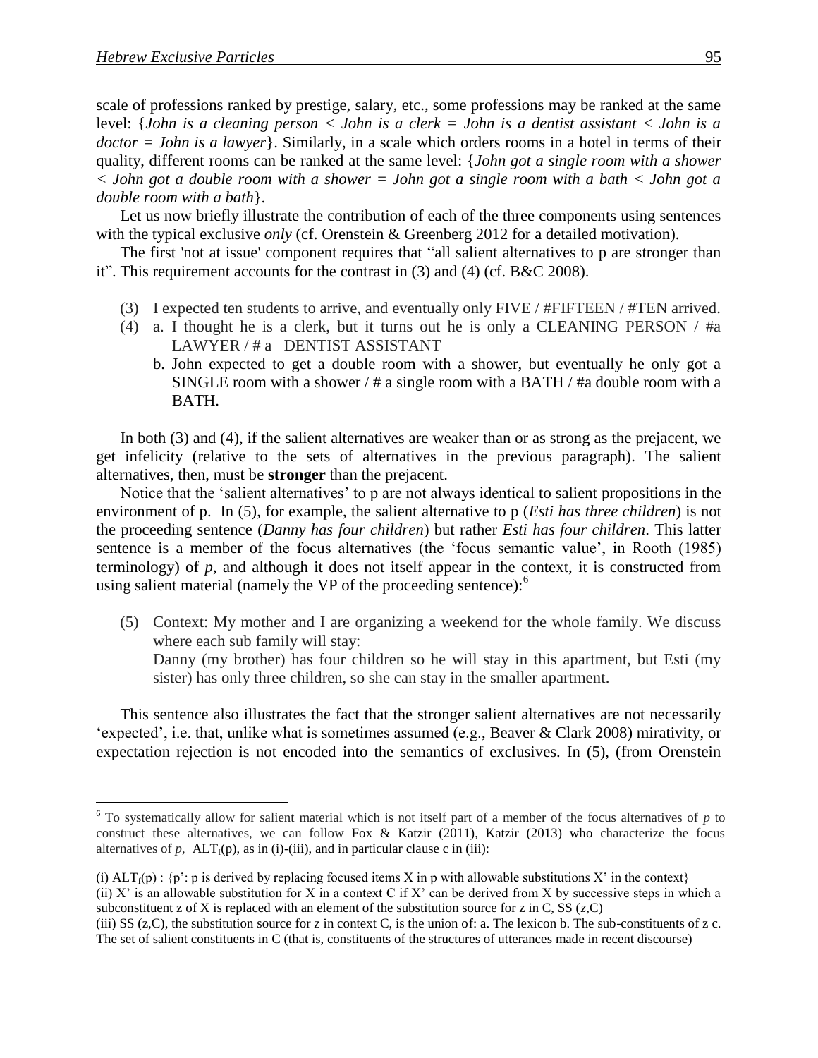scale of professions ranked by prestige, salary, etc., some professions may be ranked at the same level: {*John is a cleaning person < John is a clerk = John is a dentist assistant < John is a doctor = John is a lawyer*}. Similarly, in a scale which orders rooms in a hotel in terms of their quality, different rooms can be ranked at the same level: {*John got a single room with a shower < John got a double room with a shower = John got a single room with a bath < John got a double room with a bath*}.

Let us now briefly illustrate the contribution of each of the three components using sentences with the typical exclusive *only* (cf. Orenstein & Greenberg 2012 for a detailed motivation).

The first 'not at issue' component requires that "all salient alternatives to p are stronger than it". This requirement accounts for the contrast in (3) and (4) (cf. B&C 2008).

(3) I expected ten students to arrive, and eventually only FIVE / #FIFTEEN / #TEN arrived.

(4) a. I thought he is a clerk, but it turns out he is only a CLEANING PERSON / #a LAWYER / # a DENTIST ASSISTANT

b. John expected to get a double room with a shower, but eventually he only got a SINGLE room with a shower / # a single room with a BATH / #a double room with a BATH.

In both (3) and (4), if the salient alternatives are weaker than or as strong as the prejacent, we get infelicity (relative to the sets of alternatives in the previous paragraph). The salient alternatives, then, must be **stronger** than the prejacent.

Notice that the 'salient alternatives' to p are not always identical to salient propositions in the environment of p. In (5), for example, the salient alternative to p (*Esti has three children*) is not the proceeding sentence (*Danny has four children*) but rather *Esti has four children*. This latter sentence is a member of the focus alternatives (the 'focus semantic value', in Rooth (1985) terminology) of *p*, and although it does not itself appear in the context, it is constructed from using salient material (namely the VP of the proceeding sentence):[6]

(5) Context: My mother and I are organizing a weekend for the whole family. We discuss where each sub family will stay:
Danny (my brother) has four children so he will stay in this apartment, but Esti (my sister) has only three children, so she can stay in the smaller apartment.

This sentence also illustrates the fact that the stronger salient alternatives are not necessarily 'expected', i.e. that, unlike what is sometimes assumed (e.g., Beaver & Clark 2008) mirativity, or expectation rejection is not encoded into the semantics of exclusives. In (5), (from Orenstein

---

[6] To systematically allow for salient material which is not itself part of a member of the focus alternatives of *p* to construct these alternatives, we can follow Fox & Katzir (2011), Katzir (2013) who characterize the focus alternatives of *p*, $ALT_f(p)$, as in (i)-(iii), and in particular clause c in (iii):

(i) $ALT_f(p)$ : {p': p is derived by replacing focused items X in p with allowable substitutions X' in the context}
(ii) X' is an allowable substitution for X in a context C if X' can be derived from X by successive steps in which a subconstituent z of X is replaced with an element of the substitution source for z in C, SS (z,C)
(iii) SS (z,C), the substitution source for z in context C, is the union of: a. The lexicon b. The sub-constituents of z c. The set of salient constituents in C (that is, constituents of the structures of utterances made in recent discourse)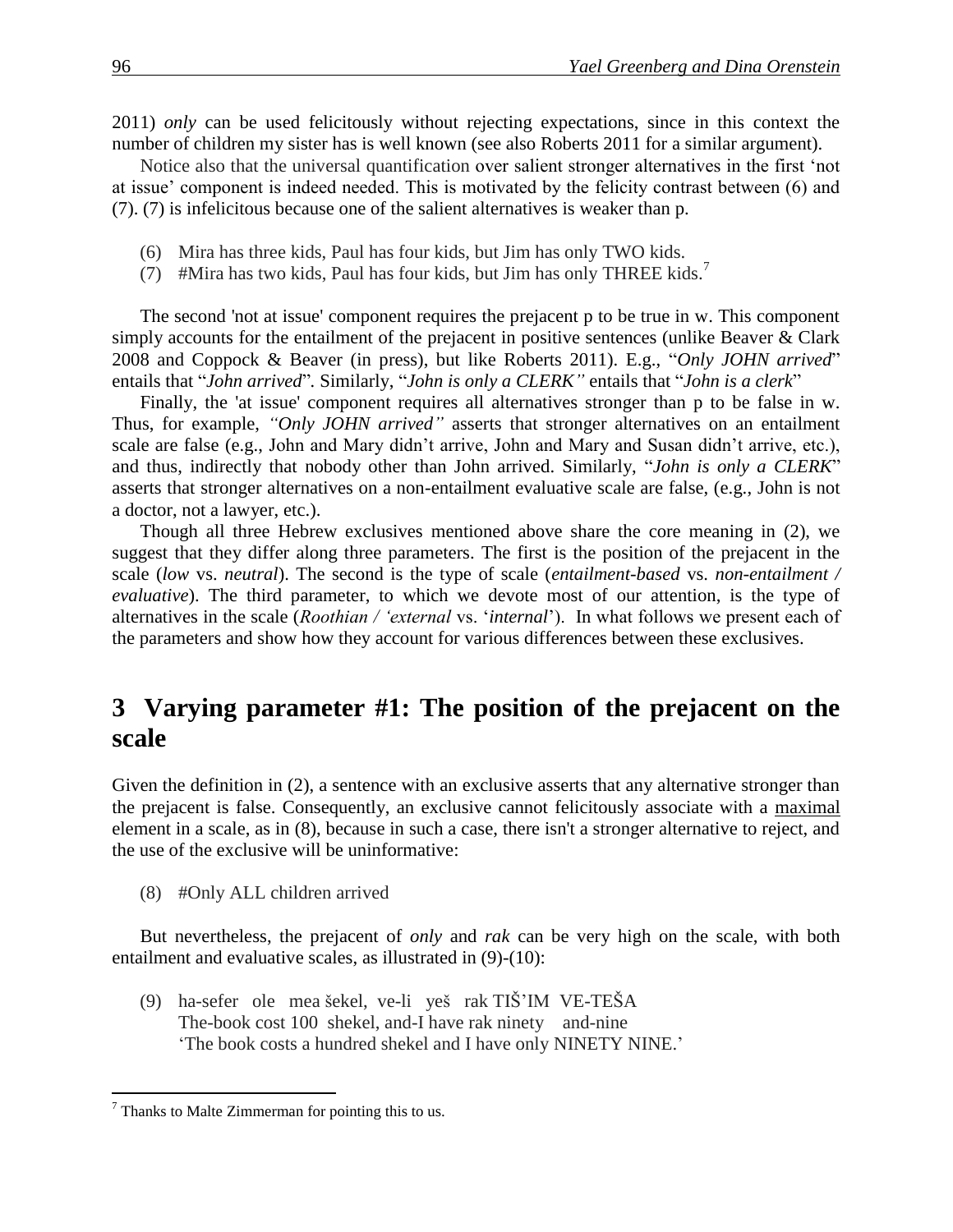2011) *only* can be used felicitously without rejecting expectations, since in this context the number of children my sister has is well known (see also Roberts 2011 for a similar argument).

Notice also that the universal quantification over salient stronger alternatives in the first 'not at issue' component is indeed needed. This is motivated by the felicity contrast between (6) and (7). (7) is infelicitous because one of the salient alternatives is weaker than p.

(6) Mira has three kids, Paul has four kids, but Jim has only TWO kids.
(7) #Mira has two kids, Paul has four kids, but Jim has only THREE kids.[7]

The second 'not at issue' component requires the prejacent p to be true in w. This component simply accounts for the entailment of the prejacent in positive sentences (unlike Beaver & Clark 2008 and Coppock & Beaver (in press), but like Roberts 2011). E.g., "*Only JOHN arrived*" entails that "*John arrived*". Similarly, "*John is only a CLERK"* entails that "*John is a clerk*"

Finally, the 'at issue' component requires all alternatives stronger than p to be false in w. Thus, for example, *"Only JOHN arrived"* asserts that stronger alternatives on an entailment scale are false (e.g., John and Mary didn't arrive, John and Mary and Susan didn't arrive, etc.), and thus, indirectly that nobody other than John arrived. Similarly, "*John is only a CLERK*" asserts that stronger alternatives on a non-entailment evaluative scale are false, (e.g., John is not a doctor, not a lawyer, etc.).

Though all three Hebrew exclusives mentioned above share the core meaning in (2), we suggest that they differ along three parameters. The first is the position of the prejacent in the scale (*low* vs. *neutral*). The second is the type of scale (*entailment-based* vs. *non-entailment / evaluative*). The third parameter, to which we devote most of our attention, is the type of alternatives in the scale (*Roothian / 'external* vs. '*internal*'). In what follows we present each of the parameters and show how they account for various differences between these exclusives.

# 3 Varying parameter #1: The position of the prejacent on the scale

Given the definition in (2), a sentence with an exclusive asserts that any alternative stronger than the prejacent is false. Consequently, an exclusive cannot felicitously associate with a maximal element in a scale, as in (8), because in such a case, there isn't a stronger alternative to reject, and the use of the exclusive will be uninformative:

(8) #Only ALL children arrived

But nevertheless, the prejacent of *only* and *rak* can be very high on the scale, with both entailment and evaluative scales, as illustrated in (9)-(10):

(9) ha-sefer ole mea šekel, ve-li yeš rak TIŠ'IM VE-TEŠA
 The-book cost 100 shekel, and-I have rak ninety and-nine
 'The book costs a hundred shekel and I have only NINETY NINE.'

[7] Thanks to Malte Zimmerman for pointing this to us.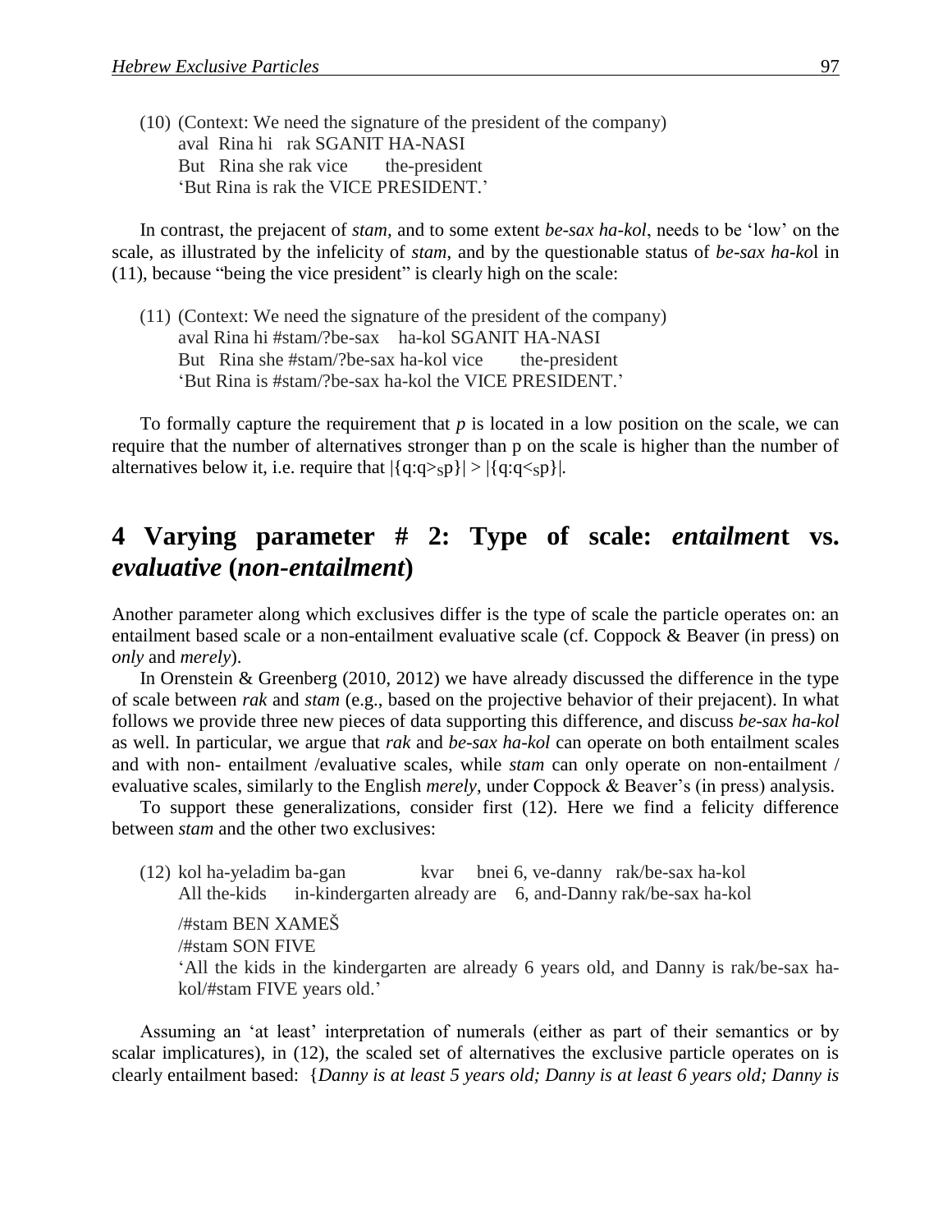(10) (Context: We need the signature of the president of the company)
    aval Rina hi rak SGANIT HA-NASI
    But Rina she rak vice the-president
    'But Rina is rak the VICE PRESIDENT.'

In contrast, the prejacent of *stam*, and to some extent *be-sax ha-kol*, needs to be 'low' on the scale, as illustrated by the infelicity of *stam*, and by the questionable status of *be-sax ha-ko*l in (11), because "being the vice president" is clearly high on the scale:

(11) (Context: We need the signature of the president of the company)
    aval Rina hi #stam/?be-sax ha-kol SGANIT HA-NASI
    But Rina she #stam/?be-sax ha-kol vice the-president
    'But Rina is #stam/?be-sax ha-kol the VICE PRESIDENT.'

To formally capture the requirement that *p* is located in a low position on the scale, we can require that the number of alternatives stronger than p on the scale is higher than the number of alternatives below it, i.e. require that $|\{q{:}q>_S p\}| > |\{q{:}q<_S p\}|$.

# 4 Varying parameter # 2: Type of scale: *entailmen*t vs. *evaluative* (*non-entailment*)

Another parameter along which exclusives differ is the type of scale the particle operates on: an entailment based scale or a non-entailment evaluative scale (cf. Coppock & Beaver (in press) on *only* and *merely*).

In Orenstein & Greenberg (2010, 2012) we have already discussed the difference in the type of scale between *rak* and *stam* (e.g., based on the projective behavior of their prejacent). In what follows we provide three new pieces of data supporting this difference, and discuss *be-sax ha-kol* as well. In particular, we argue that *rak* and *be-sax ha-kol* can operate on both entailment scales and with non- entailment /evaluative scales, while *stam* can only operate on non-entailment / evaluative scales, similarly to the English *merely*, under Coppock & Beaver's (in press) analysis.

To support these generalizations, consider first (12). Here we find a felicity difference between *stam* and the other two exclusives:

(12) kol ha-yeladim ba-gan kvar bnei 6, ve-danny rak/be-sax ha-kol
    All the-kids in-kindergarten already are 6, and-Danny rak/be-sax ha-kol
    /#stam BEN XAMEŠ
    /#stam SON FIVE
    'All the kids in the kindergarten are already 6 years old, and Danny is rak/be-sax ha-kol/#stam FIVE years old.'

Assuming an 'at least' interpretation of numerals (either as part of their semantics or by scalar implicatures), in (12), the scaled set of alternatives the exclusive particle operates on is clearly entailment based: {*Danny is at least 5 years old; Danny is at least 6 years old; Danny is*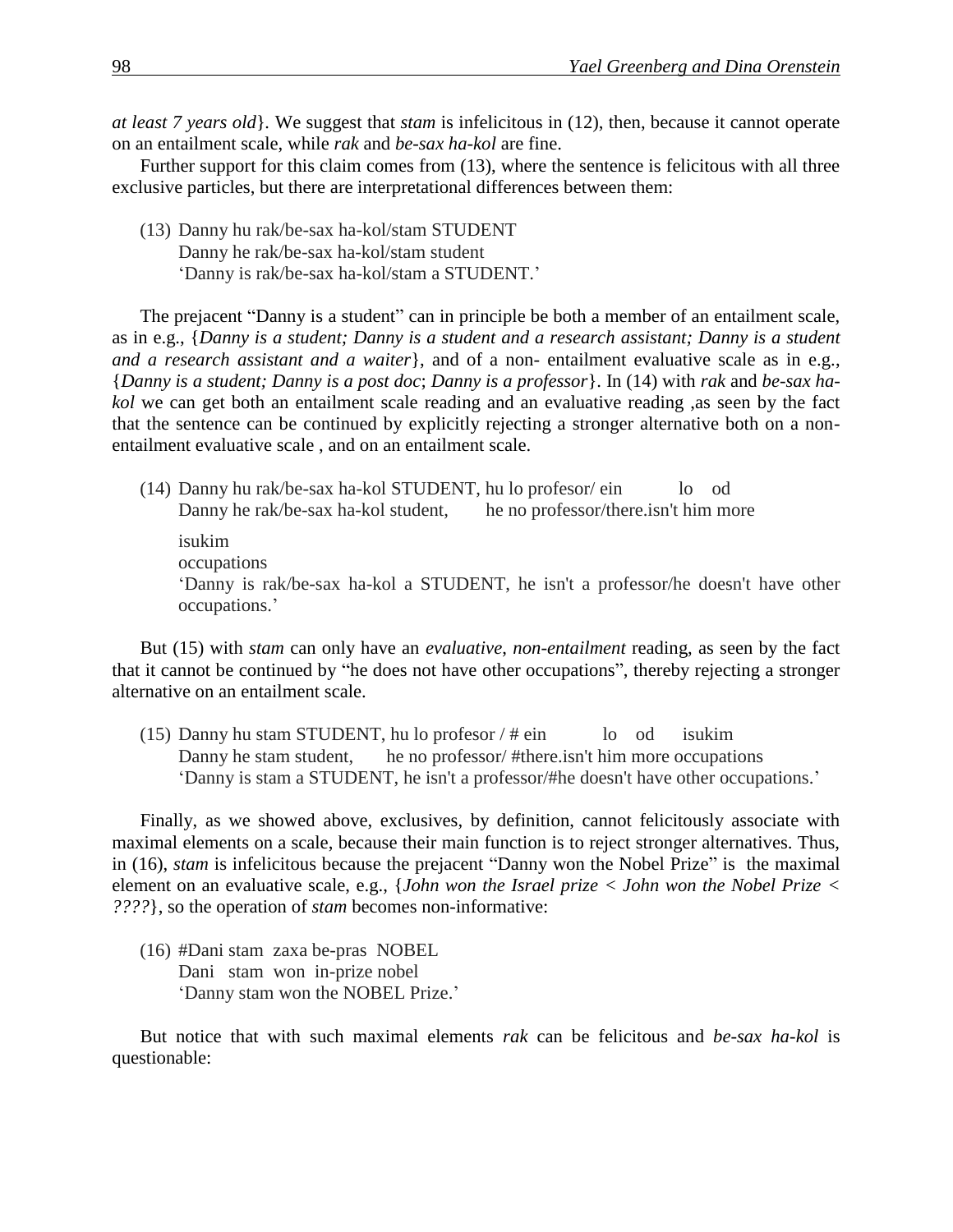*at least 7 years old*}. We suggest that *stam* is infelicitous in (12), then, because it cannot operate on an entailment scale, while *rak* and *be-sax ha-kol* are fine.

Further support for this claim comes from (13), where the sentence is felicitous with all three exclusive particles, but there are interpretational differences between them:

(13) Danny hu rak/be-sax ha-kol/stam STUDENT
Danny he rak/be-sax ha-kol/stam student
'Danny is rak/be-sax ha-kol/stam a STUDENT.'

The prejacent "Danny is a student" can in principle be both a member of an entailment scale, as in e.g., {*Danny is a student; Danny is a student and a research assistant; Danny is a student and a research assistant and a waiter*}, and of a non- entailment evaluative scale as in e.g., {*Danny is a student; Danny is a post doc*; *Danny is a professor*}. In (14) with *rak* and *be-sax ha-kol* we can get both an entailment scale reading and an evaluative reading ,as seen by the fact that the sentence can be continued by explicitly rejecting a stronger alternative both on a non-entailment evaluative scale , and on an entailment scale.

(14) Danny hu rak/be-sax ha-kol STUDENT, hu lo profesor/ ein lo od isukim
Danny he rak/be-sax ha-kol student, he no professor/there.isn't him more occupations
'Danny is rak/be-sax ha-kol a STUDENT, he isn't a professor/he doesn't have other occupations.'

But (15) with *stam* can only have an *evaluative*, *non-entailment* reading, as seen by the fact that it cannot be continued by "he does not have other occupations", thereby rejecting a stronger alternative on an entailment scale.

(15) Danny hu stam STUDENT, hu lo profesor / # ein lo od isukim
Danny he stam student, he no professor/ #there.isn't him more occupations
'Danny is stam a STUDENT, he isn't a professor/#he doesn't have other occupations.'

Finally, as we showed above, exclusives, by definition, cannot felicitously associate with maximal elements on a scale, because their main function is to reject stronger alternatives. Thus, in (16), *stam* is infelicitous because the prejacent "Danny won the Nobel Prize" is the maximal element on an evaluative scale, e.g., {*John won the Israel prize < John won the Nobel Prize < ????*}, so the operation of *stam* becomes non-informative:

(16) #Dani stam zaxa be-pras NOBEL
Dani stam won in-prize nobel
'Danny stam won the NOBEL Prize.'

But notice that with such maximal elements *rak* can be felicitous and *be-sax ha-kol* is questionable: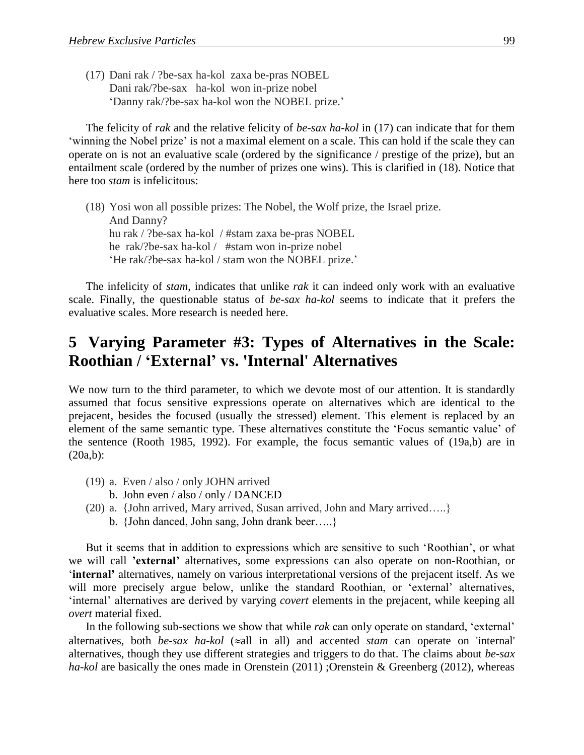(17) Dani rak / ?be-sax ha-kol  zaxa be-pras NOBEL
     Dani rak/?be-sax   ha-kol  won in-prize nobel
     'Danny rak/?be-sax ha-kol won the NOBEL prize.'

The felicity of *rak* and the relative felicity of *be-sax ha-kol* in (17) can indicate that for them 'winning the Nobel prize' is not a maximal element on a scale. This can hold if the scale they can operate on is not an evaluative scale (ordered by the significance / prestige of the prize), but an entailment scale (ordered by the number of prizes one wins). This is clarified in (18). Notice that here too *stam* is infelicitous:

(18) Yosi won all possible prizes: The Nobel, the Wolf prize, the Israel prize.
     And Danny?
     hu rak / ?be-sax ha-kol  / #stam zaxa be-pras NOBEL
     he  rak/?be-sax ha-kol /   #stam won in-prize nobel
     'He rak/?be-sax ha-kol / stam won the NOBEL prize.'

The infelicity of *stam*, indicates that unlike *rak* it can indeed only work with an evaluative scale. Finally, the questionable status of *be-sax ha-kol* seems to indicate that it prefers the evaluative scales. More research is needed here.

# 5 Varying Parameter #3: Types of Alternatives in the Scale: Roothian / 'External' vs. 'Internal' Alternatives

We now turn to the third parameter, to which we devote most of our attention. It is standardly assumed that focus sensitive expressions operate on alternatives which are identical to the prejacent, besides the focused (usually the stressed) element. This element is replaced by an element of the same semantic type. These alternatives constitute the 'Focus semantic value' of the sentence (Rooth 1985, 1992). For example, the focus semantic values of (19a,b) are in (20a,b):

(19) a. Even / also / only JOHN arrived
     b. John even / also / only / DANCED

(20) a. {John arrived, Mary arrived, Susan arrived, John and Mary arrived…..}
     b. {John danced, John sang, John drank beer…..}

But it seems that in addition to expressions which are sensitive to such 'Roothian', or what we will call **'external'** alternatives, some expressions can also operate on non-Roothian, or '**internal**' alternatives, namely on various interpretational versions of the prejacent itself. As we will more precisely argue below, unlike the standard Roothian, or 'external' alternatives, 'internal' alternatives are derived by varying *covert* elements in the prejacent, while keeping all *overt* material fixed.

In the following sub-sections we show that while *rak* can only operate on standard, 'external' alternatives, both *be-sax ha-kol* (≈all in all) and accented *stam* can operate on 'internal' alternatives, though they use different strategies and triggers to do that. The claims about *be-sax ha-kol* are basically the ones made in Orenstein (2011) ;Orenstein & Greenberg (2012), whereas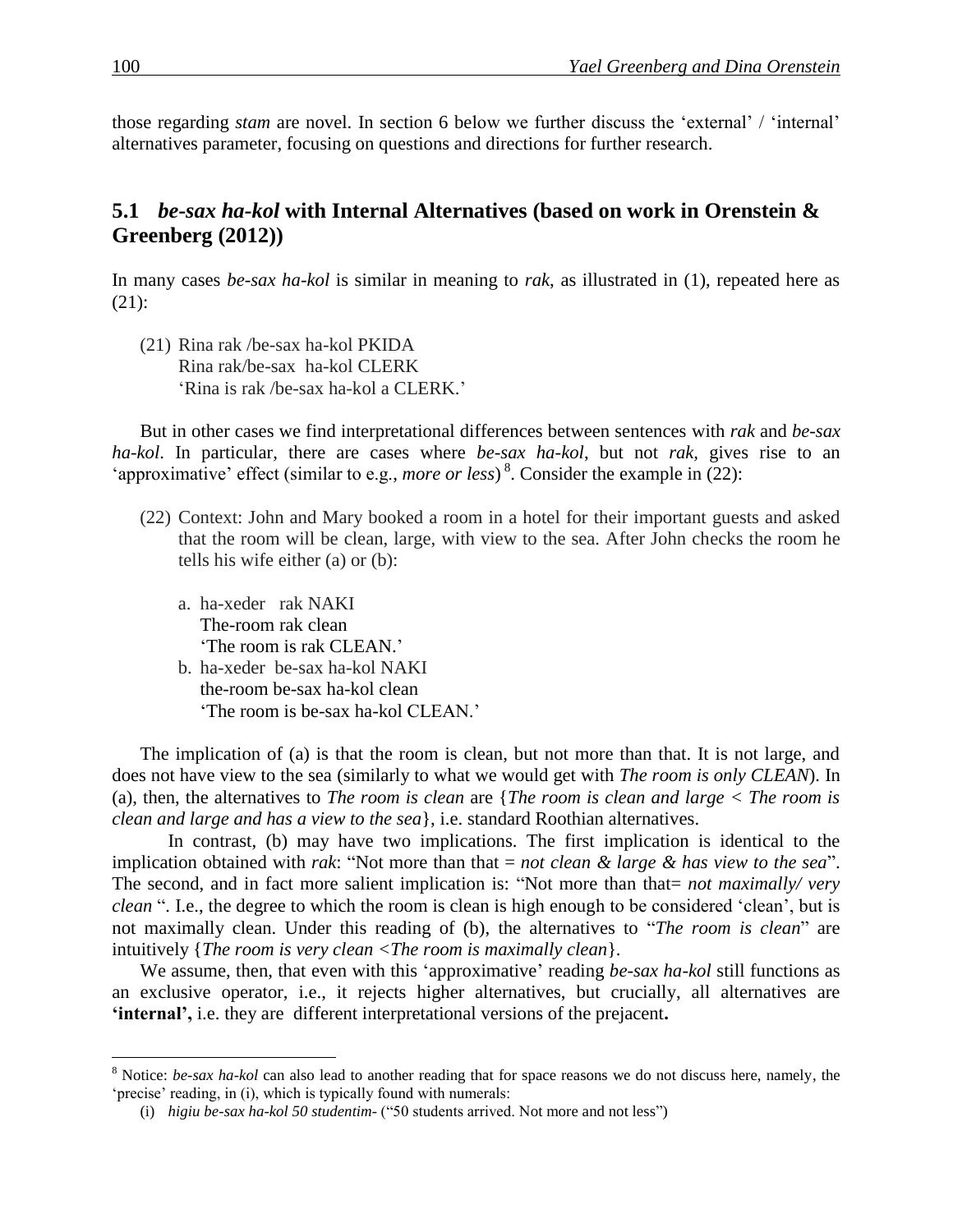those regarding *stam* are novel. In section 6 below we further discuss the 'external' / 'internal' alternatives parameter, focusing on questions and directions for further research.

## 5.1 *be-sax ha-kol* with Internal Alternatives (based on work in Orenstein & Greenberg (2012))

In many cases *be-sax ha-kol* is similar in meaning to *rak*, as illustrated in (1), repeated here as (21):

(21) Rina rak /be-sax ha-kol PKIDA
  Rina rak/be-sax ha-kol CLERK
  'Rina is rak /be-sax ha-kol a CLERK.'

But in other cases we find interpretational differences between sentences with *rak* and *be-sax ha-kol*. In particular, there are cases where *be-sax ha-kol*, but not *rak*, gives rise to an 'approximative' effect (similar to e.g., *more or less*)[8]. Consider the example in (22):

(22) Context: John and Mary booked a room in a hotel for their important guests and asked that the room will be clean, large, with view to the sea. After John checks the room he tells his wife either (a) or (b):

  a. ha-xeder rak NAKI
   The-room rak clean
   'The room is rak CLEAN.'
  b. ha-xeder be-sax ha-kol NAKI
   the-room be-sax ha-kol clean
   'The room is be-sax ha-kol CLEAN.'

The implication of (a) is that the room is clean, but not more than that. It is not large, and does not have view to the sea (similarly to what we would get with *The room is only CLEAN*). In (a), then, the alternatives to *The room is clean* are {*The room is clean and large < The room is clean and large and has a view to the sea*}, i.e. standard Roothian alternatives.

In contrast, (b) may have two implications. The first implication is identical to the implication obtained with *rak*: "Not more than that = *not clean & large & has view to the sea*". The second, and in fact more salient implication is: "Not more than that= *not maximally/ very clean* ". I.e., the degree to which the room is clean is high enough to be considered 'clean', but is not maximally clean. Under this reading of (b), the alternatives to "*The room is clean*" are intuitively {*The room is very clean <The room is maximally clean*}.

We assume, then, that even with this 'approximative' reading *be-sax ha-kol* still functions as an exclusive operator, i.e., it rejects higher alternatives, but crucially, all alternatives are **'internal',** i.e. they are different interpretational versions of the prejacent**.**

---

[8] Notice: *be-sax ha-kol* can also lead to another reading that for space reasons we do not discuss here, namely, the 'precise' reading, in (i), which is typically found with numerals:

(i) *higiu be-sax ha-kol 50 studentim-* ("50 students arrived. Not more and not less")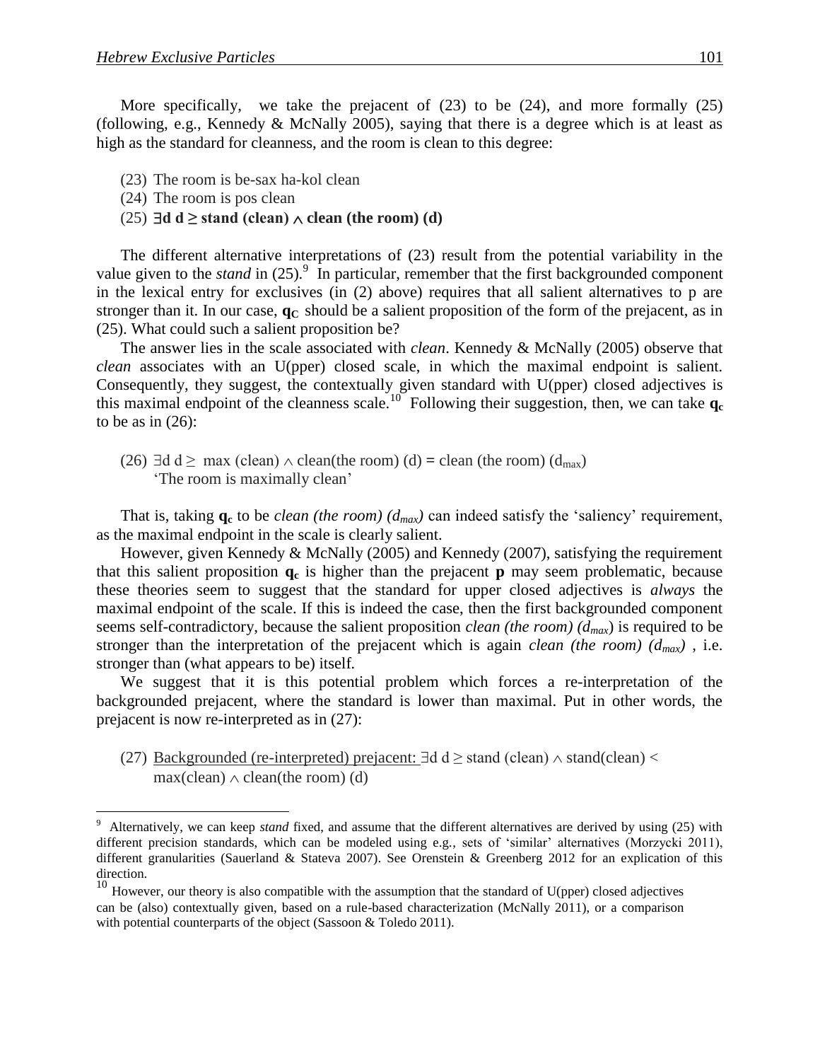More specifically, we take the prejacent of (23) to be (24), and more formally (25) (following, e.g., Kennedy & McNally 2005), saying that there is a degree which is at least as high as the standard for cleanness, and the room is clean to this degree:

(23) The room is be-sax ha-kol clean

(24) The room is pos clean

(25) $\exists \mathbf{d}\ \mathbf{d} \geq$ **stand (clean)** $\wedge$ **clean (the room) (d)**

The different alternative interpretations of (23) result from the potential variability in the value given to the *stand* in (25).[9] In particular, remember that the first backgrounded component in the lexical entry for exclusives (in (2) above) requires that all salient alternatives to p are stronger than it. In our case, $\mathbf{q_C}$ should be a salient proposition of the form of the prejacent, as in (25). What could such a salient proposition be?

The answer lies in the scale associated with *clean*. Kennedy & McNally (2005) observe that *clean* associates with an U(pper) closed scale, in which the maximal endpoint is salient. Consequently, they suggest, the contextually given standard with U(pper) closed adjectives is this maximal endpoint of the cleanness scale.[10] Following their suggestion, then, we can take $\mathbf{q_c}$ to be as in (26):

(26) $\exists d\ d \geq$ max (clean) $\wedge$ clean(the room) (d) = clean (the room) ($d_{max}$)
'The room is maximally clean'

That is, taking $\mathbf{q_c}$ to be *clean (the room)* ($d_{max}$) can indeed satisfy the 'saliency' requirement, as the maximal endpoint in the scale is clearly salient.

However, given Kennedy & McNally (2005) and Kennedy (2007), satisfying the requirement that this salient proposition $\mathbf{q_c}$ is higher than the prejacent **p** may seem problematic, because these theories seem to suggest that the standard for upper closed adjectives is *always* the maximal endpoint of the scale. If this is indeed the case, then the first backgrounded component seems self-contradictory, because the salient proposition *clean (the room)* ($d_{max}$) is required to be stronger than the interpretation of the prejacent which is again *clean (the room)* ($d_{max}$) , i.e. stronger than (what appears to be) itself.

We suggest that it is this potential problem which forces a re-interpretation of the backgrounded prejacent, where the standard is lower than maximal. Put in other words, the prejacent is now re-interpreted as in (27):

(27) <u>Backgrounded (re-interpreted) prejacent:</u> $\exists d\ d \geq$ stand (clean) $\wedge$ stand(clean) < max(clean) $\wedge$ clean(the room) (d)

---

[9] Alternatively, we can keep *stand* fixed, and assume that the different alternatives are derived by using (25) with different precision standards, which can be modeled using e.g., sets of 'similar' alternatives (Morzycki 2011), different granularities (Sauerland & Stateva 2007). See Orenstein & Greenberg 2012 for an explication of this direction.

[10] However, our theory is also compatible with the assumption that the standard of U(pper) closed adjectives can be (also) contextually given, based on a rule-based characterization (McNally 2011), or a comparison with potential counterparts of the object (Sassoon & Toledo 2011).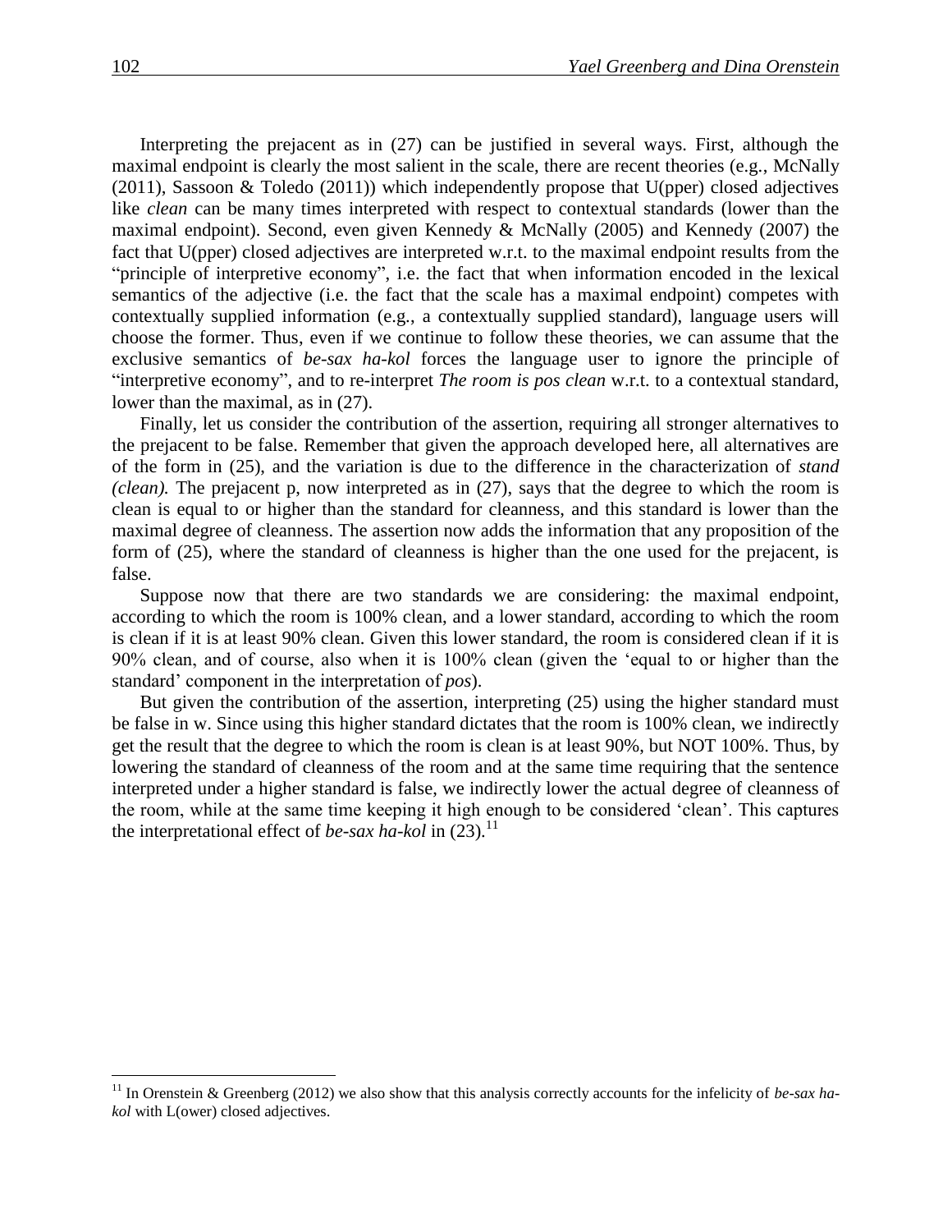Interpreting the prejacent as in (27) can be justified in several ways. First, although the maximal endpoint is clearly the most salient in the scale, there are recent theories (e.g., McNally (2011), Sassoon & Toledo (2011)) which independently propose that U(pper) closed adjectives like *clean* can be many times interpreted with respect to contextual standards (lower than the maximal endpoint). Second, even given Kennedy & McNally (2005) and Kennedy (2007) the fact that U(pper) closed adjectives are interpreted w.r.t. to the maximal endpoint results from the "principle of interpretive economy", i.e. the fact that when information encoded in the lexical semantics of the adjective (i.e. the fact that the scale has a maximal endpoint) competes with contextually supplied information (e.g., a contextually supplied standard), language users will choose the former. Thus, even if we continue to follow these theories, we can assume that the exclusive semantics of *be-sax ha-kol* forces the language user to ignore the principle of "interpretive economy", and to re-interpret *The room is pos clean* w.r.t. to a contextual standard, lower than the maximal, as in (27).

Finally, let us consider the contribution of the assertion, requiring all stronger alternatives to the prejacent to be false. Remember that given the approach developed here, all alternatives are of the form in (25), and the variation is due to the difference in the characterization of *stand (clean).* The prejacent p, now interpreted as in (27), says that the degree to which the room is clean is equal to or higher than the standard for cleanness, and this standard is lower than the maximal degree of cleanness. The assertion now adds the information that any proposition of the form of (25), where the standard of cleanness is higher than the one used for the prejacent, is false.

Suppose now that there are two standards we are considering: the maximal endpoint, according to which the room is 100% clean, and a lower standard, according to which the room is clean if it is at least 90% clean. Given this lower standard, the room is considered clean if it is 90% clean, and of course, also when it is 100% clean (given the 'equal to or higher than the standard' component in the interpretation of *pos*).

But given the contribution of the assertion, interpreting (25) using the higher standard must be false in w. Since using this higher standard dictates that the room is 100% clean, we indirectly get the result that the degree to which the room is clean is at least 90%, but NOT 100%. Thus, by lowering the standard of cleanness of the room and at the same time requiring that the sentence interpreted under a higher standard is false, we indirectly lower the actual degree of cleanness of the room, while at the same time keeping it high enough to be considered 'clean'. This captures the interpretational effect of *be-sax ha-kol* in (23).[11]

[11] In Orenstein & Greenberg (2012) we also show that this analysis correctly accounts for the infelicity of *be-sax ha-kol* with L(ower) closed adjectives.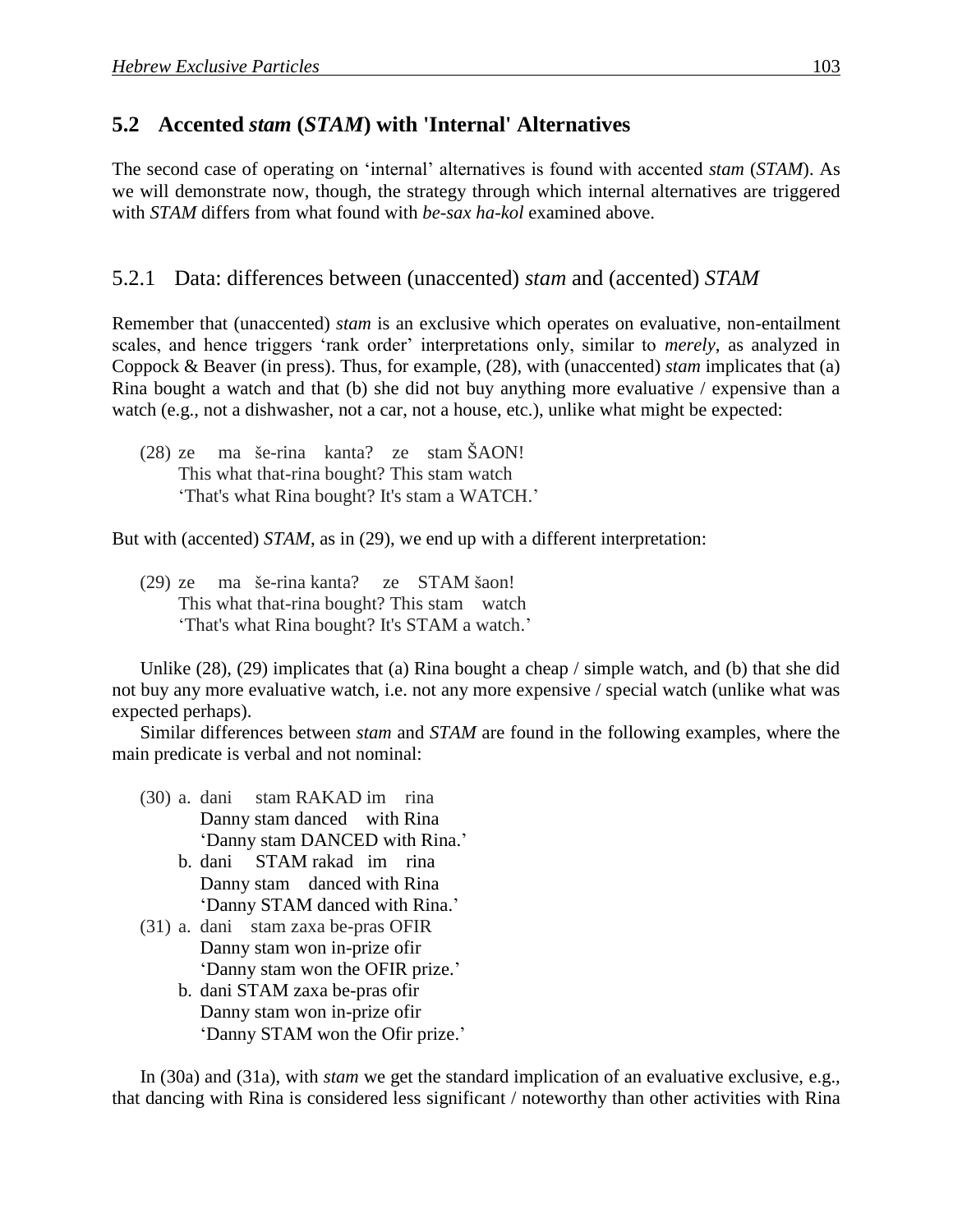## 5.2 Accented *stam* (*STAM*) with 'Internal' Alternatives

The second case of operating on 'internal' alternatives is found with accented *stam* (*STAM*). As we will demonstrate now, though, the strategy through which internal alternatives are triggered with *STAM* differs from what found with *be-sax ha-kol* examined above.

### 5.2.1 Data: differences between (unaccented) *stam* and (accented) *STAM*

Remember that (unaccented) *stam* is an exclusive which operates on evaluative, non-entailment scales, and hence triggers 'rank order' interpretations only, similar to *merely*, as analyzed in Coppock & Beaver (in press). Thus, for example, (28), with (unaccented) *stam* implicates that (a) Rina bought a watch and that (b) she did not buy anything more evaluative / expensive than a watch (e.g., not a dishwasher, not a car, not a house, etc.), unlike what might be expected:

(28) ze ma še-rina kanta? ze stam ŠAON!
This what that-rina bought? This stam watch
'That's what Rina bought? It's stam a WATCH.'

But with (accented) *STAM*, as in (29), we end up with a different interpretation:

(29) ze ma še-rina kanta? ze STAM šaon!
This what that-rina bought? This stam watch
'That's what Rina bought? It's STAM a watch.'

Unlike (28), (29) implicates that (a) Rina bought a cheap / simple watch, and (b) that she did not buy any more evaluative watch, i.e. not any more expensive / special watch (unlike what was expected perhaps).

Similar differences between *stam* and *STAM* are found in the following examples, where the main predicate is verbal and not nominal:

(30) a. dani stam RAKAD im rina
Danny stam danced with Rina
'Danny stam DANCED with Rina.'
b. dani STAM rakad im rina
Danny stam danced with Rina
'Danny STAM danced with Rina.'

(31) a. dani stam zaxa be-pras OFIR
Danny stam won in-prize ofir
'Danny stam won the OFIR prize.'
b. dani STAM zaxa be-pras ofir
Danny stam won in-prize ofir
'Danny STAM won the Ofir prize.'

In (30a) and (31a), with *stam* we get the standard implication of an evaluative exclusive, e.g., that dancing with Rina is considered less significant / noteworthy than other activities with Rina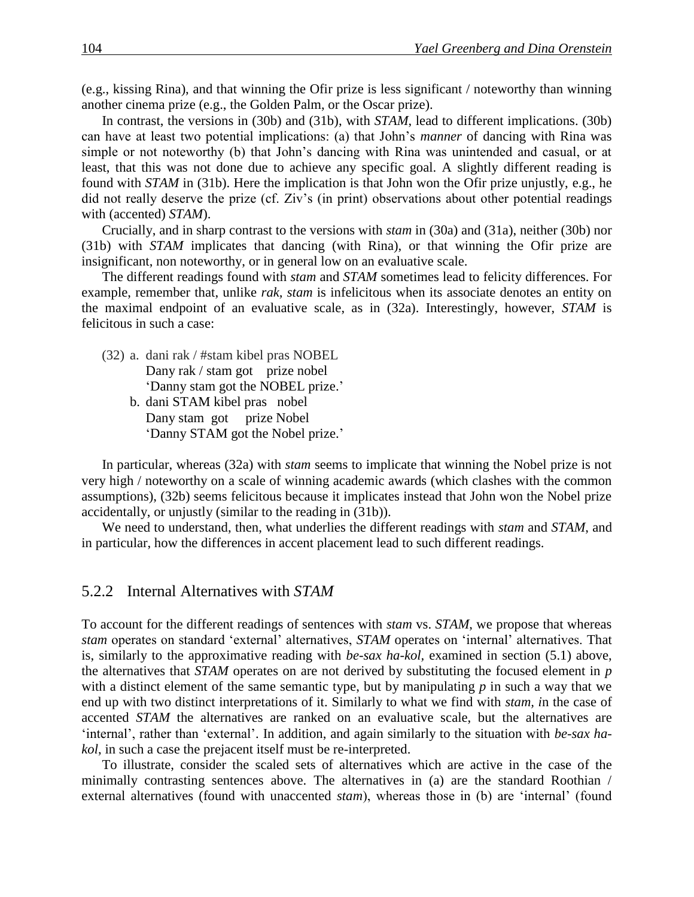(e.g., kissing Rina), and that winning the Ofir prize is less significant / noteworthy than winning another cinema prize (e.g., the Golden Palm, or the Oscar prize).

In contrast, the versions in (30b) and (31b), with *STAM*, lead to different implications. (30b) can have at least two potential implications: (a) that John's *manner* of dancing with Rina was simple or not noteworthy (b) that John's dancing with Rina was unintended and casual, or at least, that this was not done due to achieve any specific goal. A slightly different reading is found with *STAM* in (31b). Here the implication is that John won the Ofir prize unjustly, e.g., he did not really deserve the prize (cf. Ziv's (in print) observations about other potential readings with (accented) *STAM*).

Crucially, and in sharp contrast to the versions with *stam* in (30a) and (31a), neither (30b) nor (31b) with *STAM* implicates that dancing (with Rina), or that winning the Ofir prize are insignificant, non noteworthy, or in general low on an evaluative scale.

The different readings found with *stam* and *STAM* sometimes lead to felicity differences. For example, remember that, unlike *rak, stam* is infelicitous when its associate denotes an entity on the maximal endpoint of an evaluative scale, as in (32a). Interestingly, however, *STAM* is felicitous in such a case:

(32) a. dani rak / #stam kibel pras NOBEL
   Dany rak / stam got prize nobel
   'Danny stam got the NOBEL prize.'
  b. dani STAM kibel pras nobel
   Dany stam got prize Nobel
   'Danny STAM got the Nobel prize.'

In particular, whereas (32a) with *stam* seems to implicate that winning the Nobel prize is not very high / noteworthy on a scale of winning academic awards (which clashes with the common assumptions), (32b) seems felicitous because it implicates instead that John won the Nobel prize accidentally, or unjustly (similar to the reading in (31b)).

We need to understand, then, what underlies the different readings with *stam* and *STAM*, and in particular, how the differences in accent placement lead to such different readings.

## 5.2.2 Internal Alternatives with *STAM*

To account for the different readings of sentences with *stam* vs. *STAM*, we propose that whereas *stam* operates on standard 'external' alternatives, *STAM* operates on 'internal' alternatives. That is, similarly to the approximative reading with *be-sax ha-kol*, examined in section (5.1) above, the alternatives that *STAM* operates on are not derived by substituting the focused element in *p* with a distinct element of the same semantic type, but by manipulating *p* in such a way that we end up with two distinct interpretations of it. Similarly to what we find with *stam, i*n the case of accented *STAM* the alternatives are ranked on an evaluative scale, but the alternatives are 'internal', rather than 'external'. In addition, and again similarly to the situation with *be-sax ha-kol*, in such a case the prejacent itself must be re-interpreted.

To illustrate, consider the scaled sets of alternatives which are active in the case of the minimally contrasting sentences above. The alternatives in (a) are the standard Roothian / external alternatives (found with unaccented *stam*), whereas those in (b) are 'internal' (found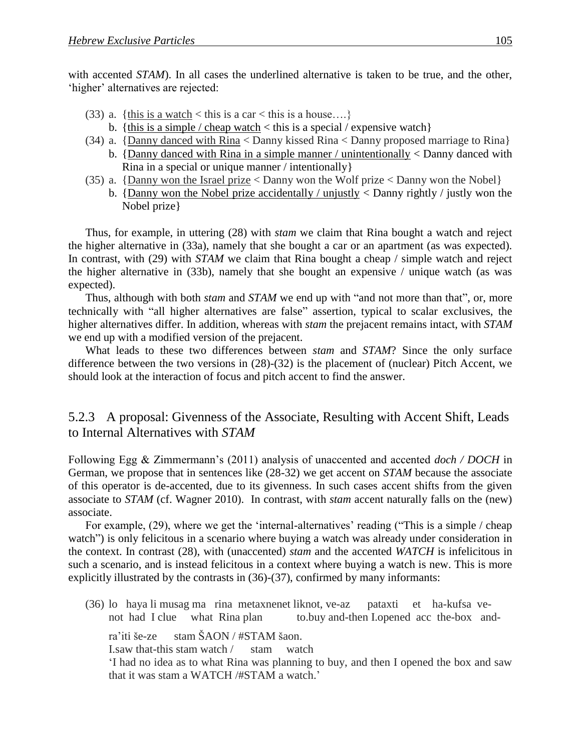with accented *STAM*). In all cases the underlined alternative is taken to be true, and the other, 'higher' alternatives are rejected:

(33) a. {<u>this is a watch</u> < this is a car < this is a house….}
     b. {<u>this is a simple / cheap watch</u> < this is a special / expensive watch}

(34) a. {<u>Danny danced with Rina</u> < Danny kissed Rina < Danny proposed marriage to Rina}
     b. {<u>Danny danced with Rina in a simple manner / unintentionally</u> < Danny danced with Rina in a special or unique manner / intentionally}

(35) a. {<u>Danny won the Israel prize</u> < Danny won the Wolf prize < Danny won the Nobel}
     b. {<u>Danny won the Nobel prize accidentally / unjustly</u> < Danny rightly / justly won the Nobel prize}

Thus, for example, in uttering (28) with *stam* we claim that Rina bought a watch and reject the higher alternative in (33a), namely that she bought a car or an apartment (as was expected). In contrast, with (29) with *STAM* we claim that Rina bought a cheap / simple watch and reject the higher alternative in (33b), namely that she bought an expensive / unique watch (as was expected).

Thus, although with both *stam* and *STAM* we end up with "and not more than that", or, more technically with "all higher alternatives are false" assertion, typical to scalar exclusives, the higher alternatives differ. In addition, whereas with *stam* the prejacent remains intact, with *STAM* we end up with a modified version of the prejacent.

What leads to these two differences between *stam* and *STAM*? Since the only surface difference between the two versions in (28)-(32) is the placement of (nuclear) Pitch Accent, we should look at the interaction of focus and pitch accent to find the answer.

### 5.2.3 A proposal: Givenness of the Associate, Resulting with Accent Shift, Leads to Internal Alternatives with *STAM*

Following Egg & Zimmermann's (2011) analysis of unaccented and accented *doch / DOCH* in German, we propose that in sentences like (28-32) we get accent on *STAM* because the associate of this operator is de-accented, due to its givenness. In such cases accent shifts from the given associate to *STAM* (cf. Wagner 2010). In contrast, with *stam* accent naturally falls on the (new) associate.

For example, (29), where we get the 'internal-alternatives' reading ("This is a simple / cheap watch") is only felicitous in a scenario where buying a watch was already under consideration in the context. In contrast (28), with (unaccented) *stam* and the accented *WATCH* is infelicitous in such a scenario, and is instead felicitous in a context where buying a watch is new. This is more explicitly illustrated by the contrasts in (36)-(37), confirmed by many informants:

(36) lo haya li musag ma rina metaxnenet liknot, ve-az pataxti et ha-kufsa ve-
     not had I clue what Rina plan to.buy and-then I.opened acc the-box and-

     ra'iti še-ze stam ŠAON / #STAM šaon.
     I.saw that-this stam watch / stam watch

     'I had no idea as to what Rina was planning to buy, and then I opened the box and saw that it was stam a WATCH /#STAM a watch.'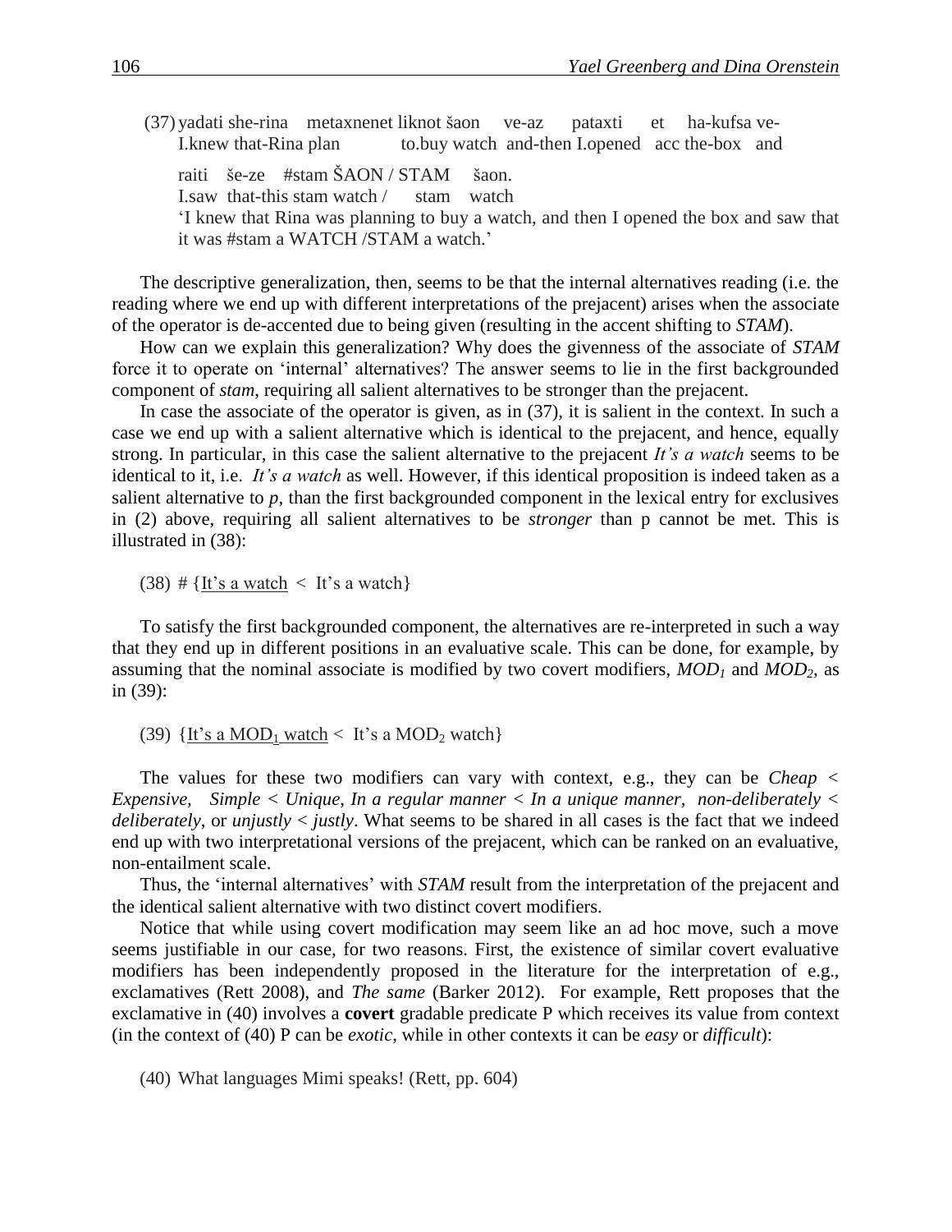(37) yadati she-rina metaxnenet liknot šaon ve-az pataxti et ha-kufsa ve-
     I.knew that-Rina plan to.buy watch and-then I.opened acc the-box and

     raiti še-ze #stam ŠAON / STAM šaon.
     I.saw that-this stam watch / stam watch
     'I knew that Rina was planning to buy a watch, and then I opened the box and saw that it was #stam a WATCH /STAM a watch.'

The descriptive generalization, then, seems to be that the internal alternatives reading (i.e. the reading where we end up with different interpretations of the prejacent) arises when the associate of the operator is de-accented due to being given (resulting in the accent shifting to *STAM*).

How can we explain this generalization? Why does the givenness of the associate of *STAM* force it to operate on 'internal' alternatives? The answer seems to lie in the first backgrounded component of *stam*, requiring all salient alternatives to be stronger than the prejacent.

In case the associate of the operator is given, as in (37), it is salient in the context. In such a case we end up with a salient alternative which is identical to the prejacent, and hence, equally strong. In particular, in this case the salient alternative to the prejacent *It's a watch* seems to be identical to it, i.e. *It's a watch* as well. However, if this identical proposition is indeed taken as a salient alternative to *p*, than the first backgrounded component in the lexical entry for exclusives in (2) above, requiring all salient alternatives to be *stronger* than p cannot be met. This is illustrated in (38):

(38) # {<u>It's a watch</u> < It's a watch}

To satisfy the first backgrounded component, the alternatives are re-interpreted in such a way that they end up in different positions in an evaluative scale. This can be done, for example, by assuming that the nominal associate is modified by two covert modifiers, $MOD_1$ and $MOD_2$, as in (39):

(39) {<u>It's a $MOD_1$ watch</u> < It's a $MOD_2$ watch}

The values for these two modifiers can vary with context, e.g., they can be *Cheap < Expensive*, *Simple < Unique*, *In a regular manner < In a unique manner*, *non-deliberately < deliberately*, or *unjustly < justly*. What seems to be shared in all cases is the fact that we indeed end up with two interpretational versions of the prejacent, which can be ranked on an evaluative, non-entailment scale.

Thus, the 'internal alternatives' with *STAM* result from the interpretation of the prejacent and the identical salient alternative with two distinct covert modifiers.

Notice that while using covert modification may seem like an ad hoc move, such a move seems justifiable in our case, for two reasons. First, the existence of similar covert evaluative modifiers has been independently proposed in the literature for the interpretation of e.g., exclamatives (Rett 2008), and *The same* (Barker 2012). For example, Rett proposes that the exclamative in (40) involves a **covert** gradable predicate P which receives its value from context (in the context of (40) P can be *exotic*, while in other contexts it can be *easy* or *difficult*):

(40) What languages Mimi speaks! (Rett, pp. 604)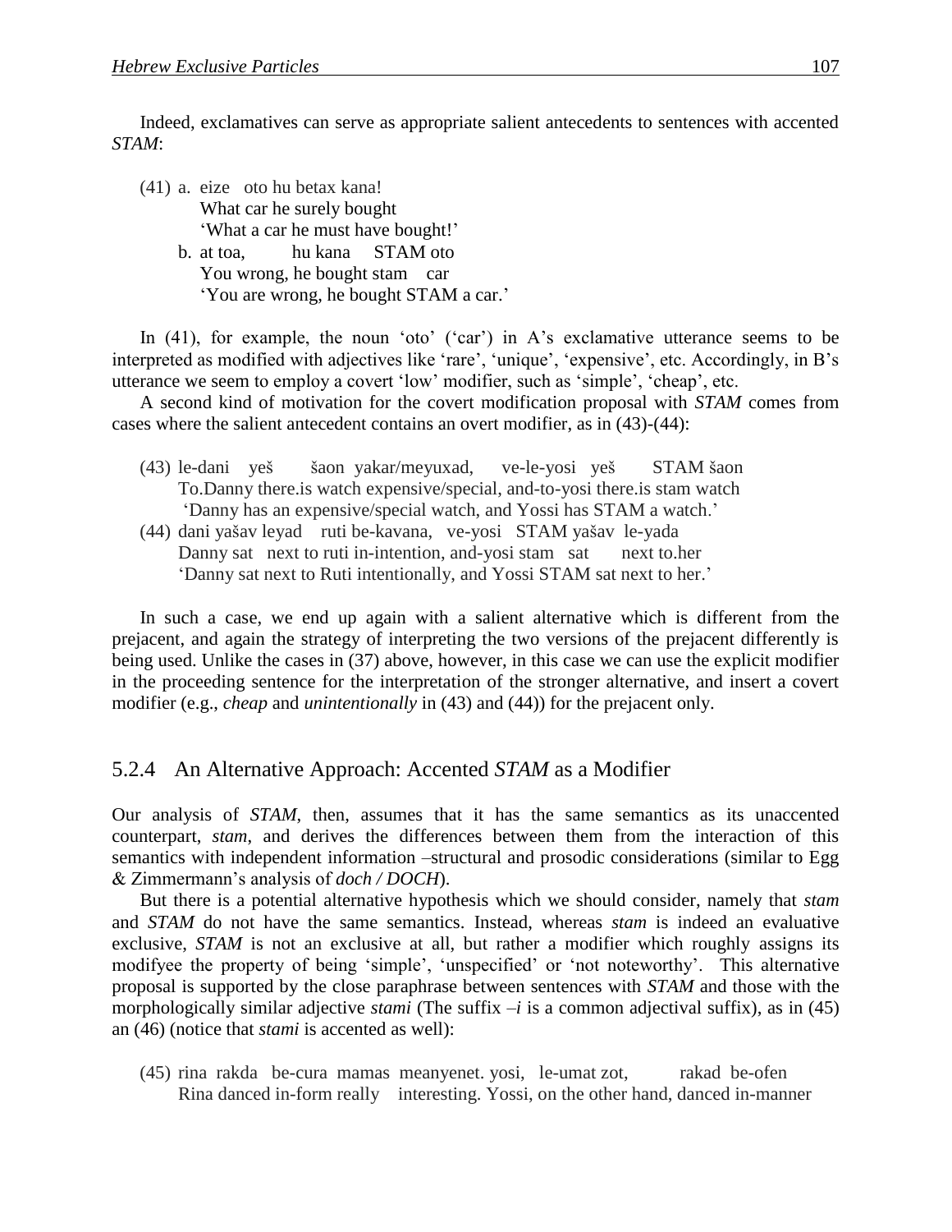Indeed, exclamatives can serve as appropriate salient antecedents to sentences with accented *STAM*:

(41) a. eize oto hu betax kana!
   What car he surely bought
   'What a car he must have bought!'
  b. at toa, hu kana STAM oto
   You wrong, he bought stam car
   'You are wrong, he bought STAM a car.'

In (41), for example, the noun 'oto' ('car') in A's exclamative utterance seems to be interpreted as modified with adjectives like 'rare', 'unique', 'expensive', etc. Accordingly, in B's utterance we seem to employ a covert 'low' modifier, such as 'simple', 'cheap', etc.

A second kind of motivation for the covert modification proposal with *STAM* comes from cases where the salient antecedent contains an overt modifier, as in (43)-(44):

(43) le-dani yeš šaon yakar/meyuxad, ve-le-yosi yeš STAM šaon
   To.Danny there.is watch expensive/special, and-to-yosi there.is stam watch
   'Danny has an expensive/special watch, and Yossi has STAM a watch.'

(44) dani yašav leyad ruti be-kavana, ve-yosi STAM yašav le-yada
   Danny sat next to ruti in-intention, and-yosi stam sat next to.her
   'Danny sat next to Ruti intentionally, and Yossi STAM sat next to her.'

In such a case, we end up again with a salient alternative which is different from the prejacent, and again the strategy of interpreting the two versions of the prejacent differently is being used. Unlike the cases in (37) above, however, in this case we can use the explicit modifier in the proceeding sentence for the interpretation of the stronger alternative, and insert a covert modifier (e.g., *cheap* and *unintentionally* in (43) and (44)) for the prejacent only.

### 5.2.4 An Alternative Approach: Accented *STAM* as a Modifier

Our analysis of *STAM*, then, assumes that it has the same semantics as its unaccented counterpart, *stam*, and derives the differences between them from the interaction of this semantics with independent information –structural and prosodic considerations (similar to Egg & Zimmermann's analysis of *doch / DOCH*).

But there is a potential alternative hypothesis which we should consider, namely that *stam* and *STAM* do not have the same semantics. Instead, whereas *stam* is indeed an evaluative exclusive, *STAM* is not an exclusive at all, but rather a modifier which roughly assigns its modifyee the property of being 'simple', 'unspecified' or 'not noteworthy'. This alternative proposal is supported by the close paraphrase between sentences with *STAM* and those with the morphologically similar adjective *stami* (The suffix *–i* is a common adjectival suffix), as in (45) an (46) (notice that *stami* is accented as well):

(45) rina rakda be-cura mamas meanyenet. yosi, le-umat zot, rakad be-ofen
   Rina danced in-form really interesting. Yossi, on the other hand, danced in-manner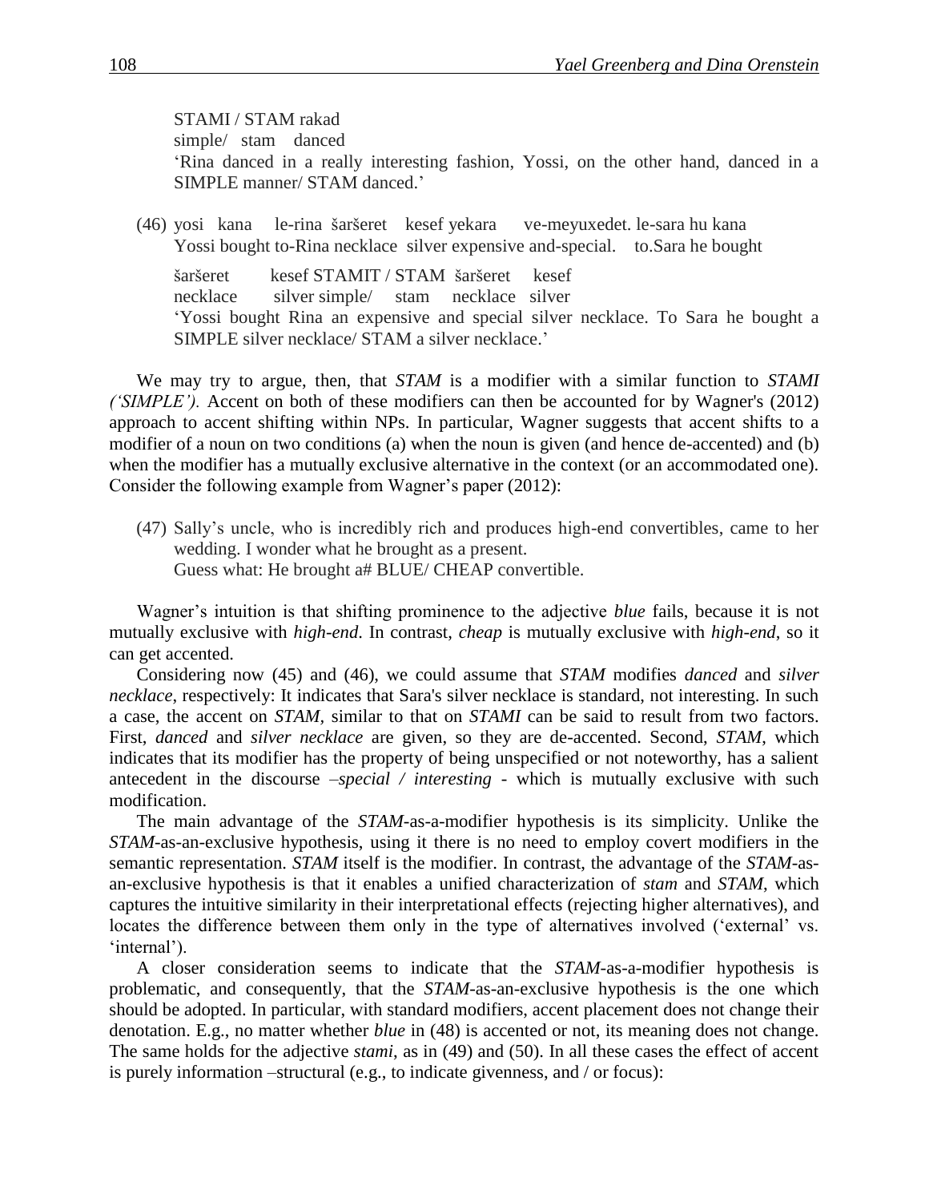STAMI / STAM rakad
simple/ stam danced
'Rina danced in a really interesting fashion, Yossi, on the other hand, danced in a SIMPLE manner/ STAM danced.'

(46) yosi kana le-rina šaršeret kesef yekara ve-meyuxedet. le-sara hu kana
Yossi bought to-Rina necklace silver expensive and-special. to.Sara he bought

šaršeret kesef STAMIT / STAM šaršeret kesef
necklace silver simple/ stam necklace silver
'Yossi bought Rina an expensive and special silver necklace. To Sara he bought a SIMPLE silver necklace/ STAM a silver necklace.'

We may try to argue, then, that *STAM* is a modifier with a similar function to *STAMI ('SIMPLE').* Accent on both of these modifiers can then be accounted for by Wagner's (2012) approach to accent shifting within NPs. In particular, Wagner suggests that accent shifts to a modifier of a noun on two conditions (a) when the noun is given (and hence de-accented) and (b) when the modifier has a mutually exclusive alternative in the context (or an accommodated one). Consider the following example from Wagner's paper (2012):

(47) Sally's uncle, who is incredibly rich and produces high-end convertibles, came to her wedding. I wonder what he brought as a present.
Guess what: He brought a# BLUE/ CHEAP convertible.

Wagner's intuition is that shifting prominence to the adjective *blue* fails, because it is not mutually exclusive with *high-end*. In contrast, *cheap* is mutually exclusive with *high-end*, so it can get accented.

Considering now (45) and (46), we could assume that *STAM* modifies *danced* and *silver necklace*, respectively: It indicates that Sara's silver necklace is standard, not interesting. In such a case, the accent on *STAM*, similar to that on *STAMI* can be said to result from two factors. First, *danced* and *silver necklace* are given, so they are de-accented. Second, *STAM*, which indicates that its modifier has the property of being unspecified or not noteworthy, has a salient antecedent in the discourse –*special / interesting* - which is mutually exclusive with such modification.

The main advantage of the *STAM*-as-a-modifier hypothesis is its simplicity. Unlike the *STAM*-as-an-exclusive hypothesis, using it there is no need to employ covert modifiers in the semantic representation. *STAM* itself is the modifier. In contrast, the advantage of the *STAM*-as-an-exclusive hypothesis is that it enables a unified characterization of *stam* and *STAM*, which captures the intuitive similarity in their interpretational effects (rejecting higher alternatives), and locates the difference between them only in the type of alternatives involved ('external' vs. 'internal').

A closer consideration seems to indicate that the *STAM*-as-a-modifier hypothesis is problematic, and consequently, that the *STAM*-as-an-exclusive hypothesis is the one which should be adopted. In particular, with standard modifiers, accent placement does not change their denotation. E.g., no matter whether *blue* in (48) is accented or not, its meaning does not change. The same holds for the adjective *stami*, as in (49) and (50). In all these cases the effect of accent is purely information –structural (e.g., to indicate givenness, and / or focus):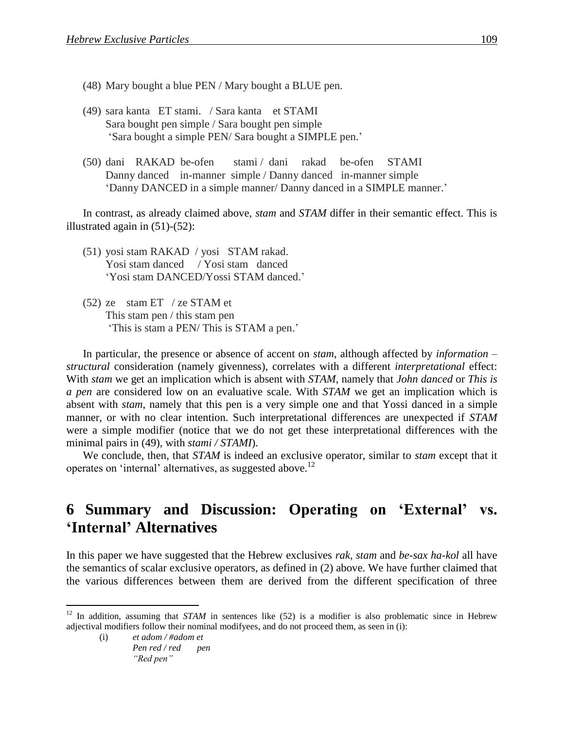(48) Mary bought a blue PEN / Mary bought a BLUE pen.

(49) sara kanta ET stami. / Sara kanta et STAMI
Sara bought pen simple / Sara bought pen simple
'Sara bought a simple PEN/ Sara bought a SIMPLE pen.'

(50) dani RAKAD be-ofen stami / dani rakad be-ofen STAMI
Danny danced in-manner simple / Danny danced in-manner simple
'Danny DANCED in a simple manner/ Danny danced in a SIMPLE manner.'

In contrast, as already claimed above, *stam* and *STAM* differ in their semantic effect. This is illustrated again in (51)-(52):

(51) yosi stam RAKAD / yosi STAM rakad.
Yosi stam danced / Yosi stam danced
'Yosi stam DANCED/Yossi STAM danced.'

(52) ze stam ET / ze STAM et
This stam pen / this stam pen
'This is stam a PEN/ This is STAM a pen.'

In particular, the presence or absence of accent on *stam*, although affected by *information – structural* consideration (namely givenness), correlates with a different *interpretational* effect: With *stam* we get an implication which is absent with *STAM*, namely that *John danced* or *This is a pen* are considered low on an evaluative scale. With *STAM* we get an implication which is absent with *stam*, namely that this pen is a very simple one and that Yossi danced in a simple manner, or with no clear intention. Such interpretational differences are unexpected if *STAM* were a simple modifier (notice that we do not get these interpretational differences with the minimal pairs in (49), with *stami / STAMI*).

We conclude, then, that *STAM* is indeed an exclusive operator, similar to *stam* except that it operates on 'internal' alternatives, as suggested above.[12]

## 6 Summary and Discussion: Operating on 'External' vs. 'Internal' Alternatives

In this paper we have suggested that the Hebrew exclusives *rak*, *stam* and *be-sax ha-kol* all have the semantics of scalar exclusive operators, as defined in (2) above. We have further claimed that the various differences between them are derived from the different specification of three

---

[12] In addition, assuming that *STAM* in sentences like (52) is a modifier is also problematic since in Hebrew adjectival modifiers follow their nominal modifyees, and do not proceed them, as seen in (i):

(i) *et adom / #adom et*
*Pen red / red pen*
*"Red pen"*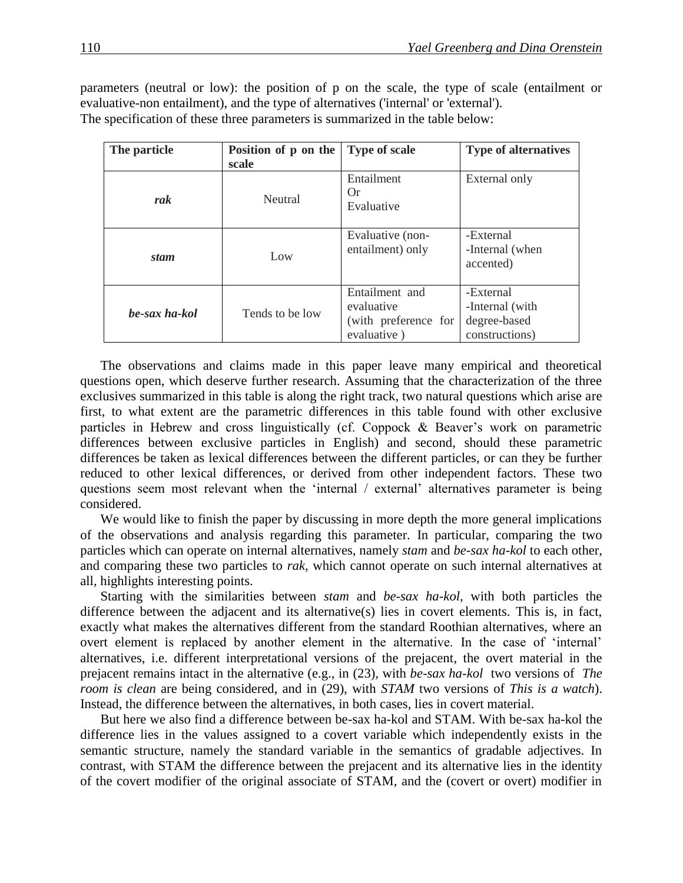parameters (neutral or low): the position of p on the scale, the type of scale (entailment or evaluative-non entailment), and the type of alternatives ('internal' or 'external').
The specification of these three parameters is summarized in the table below:

| The particle | Position of p on the scale | Type of scale | Type of alternatives |
|---|---|---|---|
| ***rak*** | Neutral | Entailment Or Evaluative | External only |
| ***stam*** | Low | Evaluative (non-entailment) only | -External -Internal (when accented) |
| ***be-sax ha-kol*** | Tends to be low | Entailment and evaluative (with preference for evaluative ) | -External -Internal (with degree-based constructions) |

The observations and claims made in this paper leave many empirical and theoretical questions open, which deserve further research. Assuming that the characterization of the three exclusives summarized in this table is along the right track, two natural questions which arise are first, to what extent are the parametric differences in this table found with other exclusive particles in Hebrew and cross linguistically (cf. Coppock & Beaver's work on parametric differences between exclusive particles in English) and second, should these parametric differences be taken as lexical differences between the different particles, or can they be further reduced to other lexical differences, or derived from other independent factors. These two questions seem most relevant when the 'internal / external' alternatives parameter is being considered.

We would like to finish the paper by discussing in more depth the more general implications of the observations and analysis regarding this parameter. In particular, comparing the two particles which can operate on internal alternatives, namely *stam* and *be-sax ha-kol* to each other, and comparing these two particles to *rak*, which cannot operate on such internal alternatives at all, highlights interesting points.

Starting with the similarities between *stam* and *be-sax ha-kol*, with both particles the difference between the adjacent and its alternative(s) lies in covert elements. This is, in fact, exactly what makes the alternatives different from the standard Roothian alternatives, where an overt element is replaced by another element in the alternative. In the case of 'internal' alternatives, i.e. different interpretational versions of the prejacent, the overt material in the prejacent remains intact in the alternative (e.g., in (23), with *be-sax ha-kol* two versions of *The room is clean* are being considered, and in (29), with *STAM* two versions of *This is a watch*). Instead, the difference between the alternatives, in both cases, lies in covert material.

But here we also find a difference between be-sax ha-kol and STAM. With be-sax ha-kol the difference lies in the values assigned to a covert variable which independently exists in the semantic structure, namely the standard variable in the semantics of gradable adjectives. In contrast, with STAM the difference between the prejacent and its alternative lies in the identity of the covert modifier of the original associate of STAM, and the (covert or overt) modifier in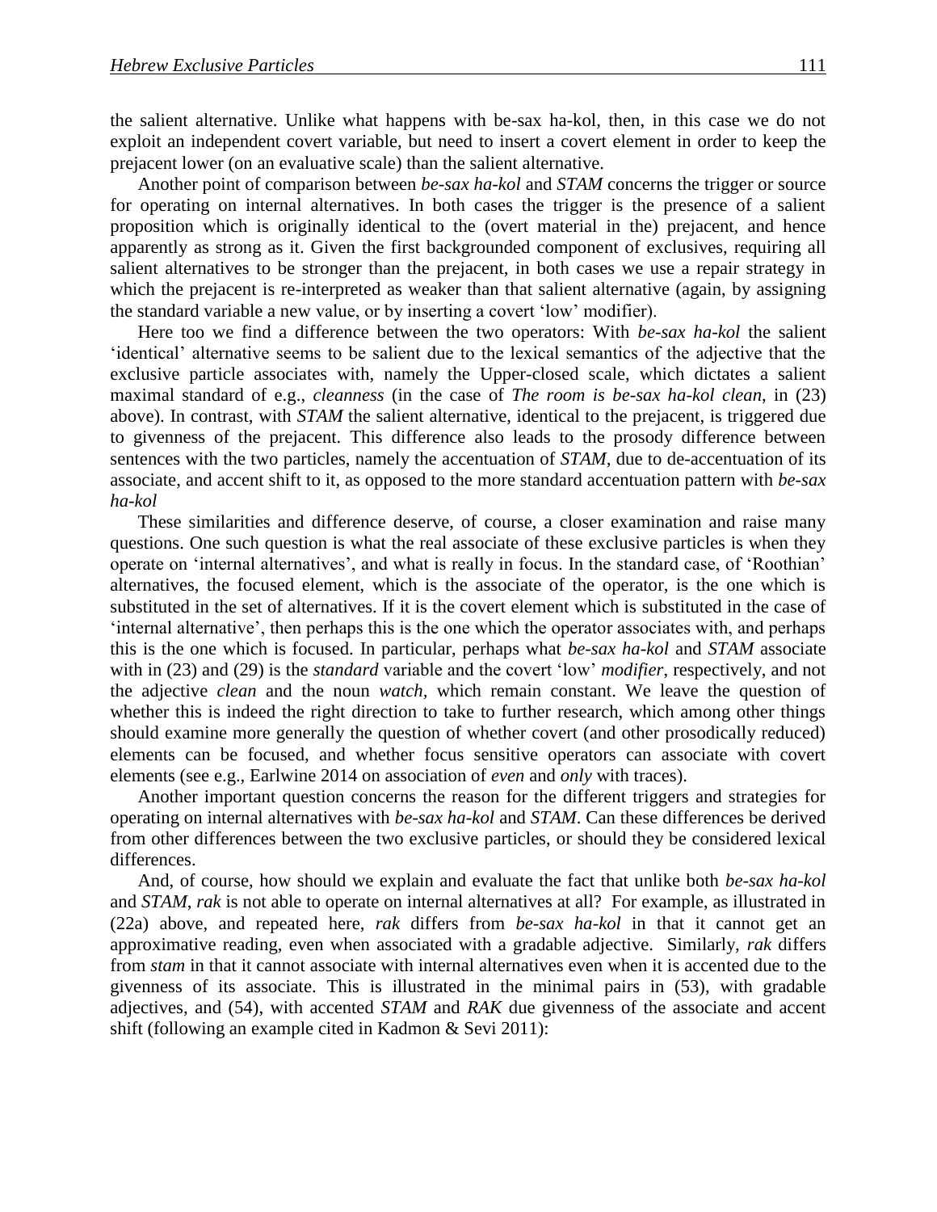the salient alternative. Unlike what happens with be-sax ha-kol, then, in this case we do not exploit an independent covert variable, but need to insert a covert element in order to keep the prejacent lower (on an evaluative scale) than the salient alternative.

Another point of comparison between *be-sax ha-kol* and *STAM* concerns the trigger or source for operating on internal alternatives. In both cases the trigger is the presence of a salient proposition which is originally identical to the (overt material in the) prejacent, and hence apparently as strong as it. Given the first backgrounded component of exclusives, requiring all salient alternatives to be stronger than the prejacent, in both cases we use a repair strategy in which the prejacent is re-interpreted as weaker than that salient alternative (again, by assigning the standard variable a new value, or by inserting a covert 'low' modifier).

Here too we find a difference between the two operators: With *be-sax ha-kol* the salient 'identical' alternative seems to be salient due to the lexical semantics of the adjective that the exclusive particle associates with, namely the Upper-closed scale, which dictates a salient maximal standard of e.g., *cleanness* (in the case of *The room is be-sax ha-kol clean*, in (23) above). In contrast, with *STAM* the salient alternative, identical to the prejacent, is triggered due to givenness of the prejacent. This difference also leads to the prosody difference between sentences with the two particles, namely the accentuation of *STAM*, due to de-accentuation of its associate, and accent shift to it, as opposed to the more standard accentuation pattern with *be-sax ha-kol*

These similarities and difference deserve, of course, a closer examination and raise many questions. One such question is what the real associate of these exclusive particles is when they operate on 'internal alternatives', and what is really in focus. In the standard case, of 'Roothian' alternatives, the focused element, which is the associate of the operator, is the one which is substituted in the set of alternatives. If it is the covert element which is substituted in the case of 'internal alternative', then perhaps this is the one which the operator associates with, and perhaps this is the one which is focused. In particular, perhaps what *be-sax ha-kol* and *STAM* associate with in (23) and (29) is the *standard* variable and the covert 'low' *modifier*, respectively, and not the adjective *clean* and the noun *watch*, which remain constant. We leave the question of whether this is indeed the right direction to take to further research, which among other things should examine more generally the question of whether covert (and other prosodically reduced) elements can be focused, and whether focus sensitive operators can associate with covert elements (see e.g., Earlwine 2014 on association of *even* and *only* with traces).

Another important question concerns the reason for the different triggers and strategies for operating on internal alternatives with *be-sax ha-kol* and *STAM*. Can these differences be derived from other differences between the two exclusive particles, or should they be considered lexical differences.

And, of course, how should we explain and evaluate the fact that unlike both *be-sax ha-kol* and *STAM*, *rak* is not able to operate on internal alternatives at all? For example, as illustrated in (22a) above, and repeated here, *rak* differs from *be-sax ha-kol* in that it cannot get an approximative reading, even when associated with a gradable adjective. Similarly, *rak* differs from *stam* in that it cannot associate with internal alternatives even when it is accented due to the givenness of its associate. This is illustrated in the minimal pairs in (53), with gradable adjectives, and (54), with accented *STAM* and *RAK* due givenness of the associate and accent shift (following an example cited in Kadmon & Sevi 2011):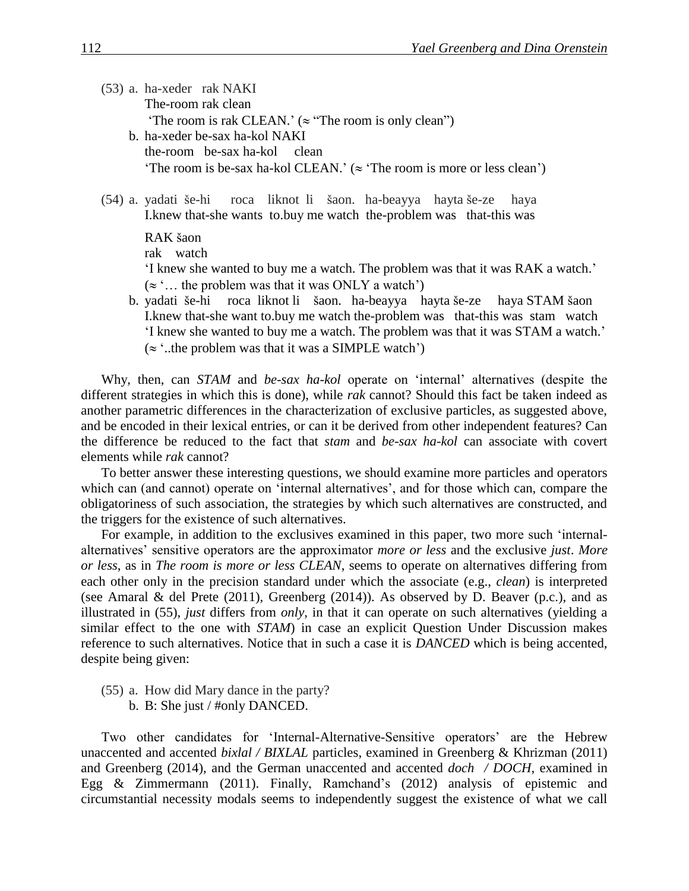(53) a. ha-xeder rak NAKI
The-room rak clean
'The room is rak CLEAN.' (≈ "The room is only clean")

b. ha-xeder be-sax ha-kol NAKI
the-room be-sax ha-kol clean
'The room is be-sax ha-kol CLEAN.' (≈ 'The room is more or less clean')

(54) a. yadati še-hi roca liknot li šaon. ha-beayya hayta še-ze haya
I.knew that-she wants to.buy me watch the-problem was that-this was

RAK šaon
rak watch
'I knew she wanted to buy me a watch. The problem was that it was RAK a watch.'
(≈ '… the problem was that it was ONLY a watch')

b. yadati še-hi roca liknot li šaon. ha-beayya hayta še-ze haya STAM šaon
I.knew that-she want to.buy me watch the-problem was that-this was stam watch
'I knew she wanted to buy me a watch. The problem was that it was STAM a watch.'
(≈ '..the problem was that it was a SIMPLE watch')

Why, then, can *STAM* and *be-sax ha-kol* operate on 'internal' alternatives (despite the different strategies in which this is done), while *rak* cannot? Should this fact be taken indeed as another parametric differences in the characterization of exclusive particles, as suggested above, and be encoded in their lexical entries, or can it be derived from other independent features? Can the difference be reduced to the fact that *stam* and *be-sax ha-kol* can associate with covert elements while *rak* cannot?

To better answer these interesting questions, we should examine more particles and operators which can (and cannot) operate on 'internal alternatives', and for those which can, compare the obligatoriness of such association, the strategies by which such alternatives are constructed, and the triggers for the existence of such alternatives.

For example, in addition to the exclusives examined in this paper, two more such 'internal-alternatives' sensitive operators are the approximator *more or less* and the exclusive *just*. *More or less*, as in *The room is more or less CLEAN*, seems to operate on alternatives differing from each other only in the precision standard under which the associate (e.g., *clean*) is interpreted (see Amaral & del Prete (2011), Greenberg (2014)). As observed by D. Beaver (p.c.), and as illustrated in (55), *just* differs from *only*, in that it can operate on such alternatives (yielding a similar effect to the one with *STAM*) in case an explicit Question Under Discussion makes reference to such alternatives. Notice that in such a case it is *DANCED* which is being accented, despite being given:

(55) a. How did Mary dance in the party?
b. B: She just / #only DANCED.

Two other candidates for 'Internal-Alternative-Sensitive operators' are the Hebrew unaccented and accented *bixlal / BIXLAL* particles, examined in Greenberg & Khrizman (2011) and Greenberg (2014), and the German unaccented and accented *doch / DOCH*, examined in Egg & Zimmermann (2011). Finally, Ramchand's (2012) analysis of epistemic and circumstantial necessity modals seems to independently suggest the existence of what we call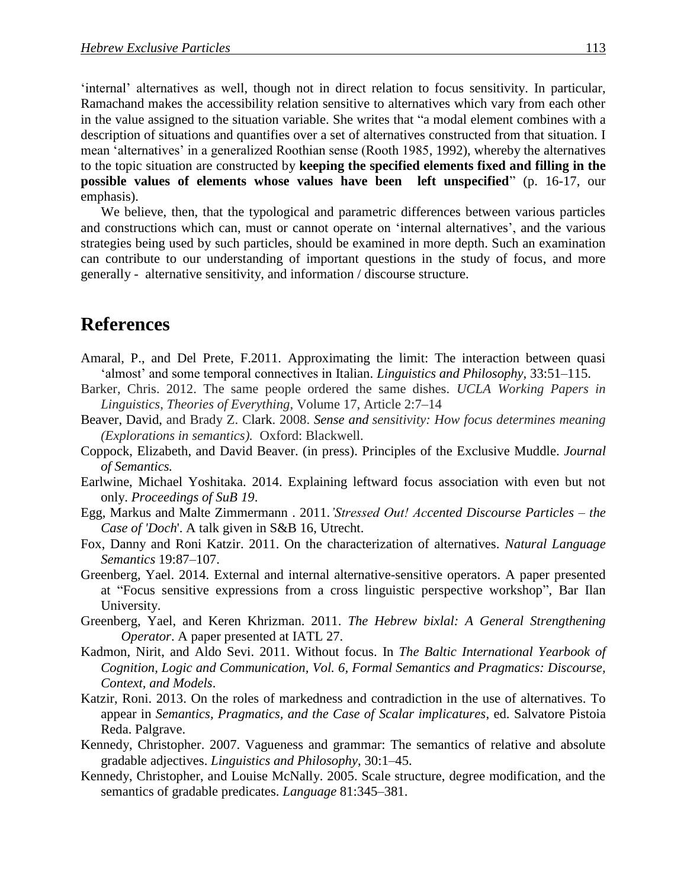'internal' alternatives as well, though not in direct relation to focus sensitivity. In particular, Ramachand makes the accessibility relation sensitive to alternatives which vary from each other in the value assigned to the situation variable. She writes that "a modal element combines with a description of situations and quantifies over a set of alternatives constructed from that situation. I mean 'alternatives' in a generalized Roothian sense (Rooth 1985, 1992), whereby the alternatives to the topic situation are constructed by **keeping the specified elements fixed and filling in the possible values of elements whose values have been left unspecified**" (p. 16-17, our emphasis).

We believe, then, that the typological and parametric differences between various particles and constructions which can, must or cannot operate on 'internal alternatives', and the various strategies being used by such particles, should be examined in more depth. Such an examination can contribute to our understanding of important questions in the study of focus, and more generally - alternative sensitivity, and information / discourse structure.

# References

Amaral, P., and Del Prete, F.2011. Approximating the limit: The interaction between quasi 'almost' and some temporal connectives in Italian. *Linguistics and Philosophy,* 33:51–115.

Barker, Chris. 2012. The same people ordered the same dishes. *UCLA Working Papers in Linguistics, Theories of Everything,* Volume 17, Article 2:7–14

Beaver, David, and Brady Z. Clark. 2008. *Sense and sensitivity: How focus determines meaning (Explorations in semantics).* Oxford: Blackwell.

Coppock, Elizabeth, and David Beaver. (in press). Principles of the Exclusive Muddle. *Journal of Semantics.*

Earlwine, Michael Yoshitaka. 2014. Explaining leftward focus association with even but not only. *Proceedings of SuB 19*.

Egg, Markus and Malte Zimmermann . 2011.*'Stressed Out! Accented Discourse Particles – the Case of 'Doch*'. A talk given in S&B 16, Utrecht.

Fox, Danny and Roni Katzir. 2011. On the characterization of alternatives. *Natural Language Semantics* 19:87–107.

Greenberg, Yael. 2014. External and internal alternative-sensitive operators. A paper presented at "Focus sensitive expressions from a cross linguistic perspective workshop", Bar Ilan University.

Greenberg, Yael, and Keren Khrizman. 2011. *The Hebrew bixlal: A General Strengthening Operator*. A paper presented at IATL 27.

Kadmon, Nirit, and Aldo Sevi. 2011. Without focus. In *The Baltic International Yearbook of Cognition, Logic and Communication, Vol. 6, Formal Semantics and Pragmatics: Discourse, Context, and Models*.

Katzir, Roni. 2013. On the roles of markedness and contradiction in the use of alternatives. To appear in *Semantics, Pragmatics, and the Case of Scalar implicatures*, ed. Salvatore Pistoia Reda. Palgrave.

Kennedy, Christopher. 2007. Vagueness and grammar: The semantics of relative and absolute gradable adjectives. *Linguistics and Philosophy*, 30:1–45.

Kennedy, Christopher, and Louise McNally. 2005. Scale structure, degree modification, and the semantics of gradable predicates. *Language* 81:345–381.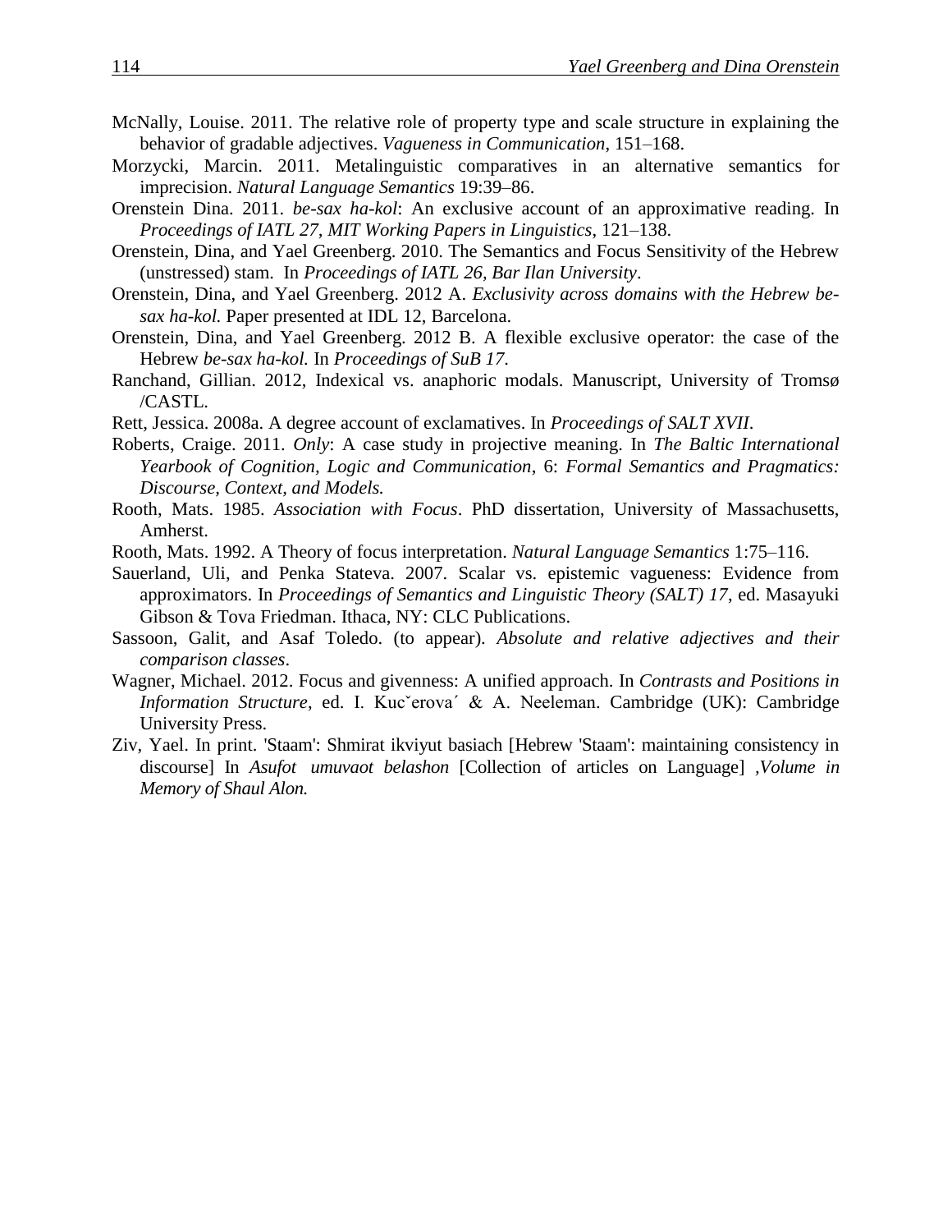McNally, Louise. 2011. The relative role of property type and scale structure in explaining the behavior of gradable adjectives. *Vagueness in Communication*, 151–168.

Morzycki, Marcin. 2011. Metalinguistic comparatives in an alternative semantics for imprecision. *Natural Language Semantics* 19:39–86.

Orenstein Dina. 2011. *be-sax ha-kol*: An exclusive account of an approximative reading. In *Proceedings of IATL 27, MIT Working Papers in Linguistics*, 121–138.

Orenstein, Dina, and Yael Greenberg. 2010. The Semantics and Focus Sensitivity of the Hebrew (unstressed) stam. In *Proceedings of IATL 26, Bar Ilan University*.

Orenstein, Dina, and Yael Greenberg. 2012 A. *Exclusivity across domains with the Hebrew be-sax ha-kol.* Paper presented at IDL 12, Barcelona.

Orenstein, Dina, and Yael Greenberg. 2012 B. A flexible exclusive operator: the case of the Hebrew *be-sax ha-kol.* In *Proceedings of SuB 17*.

Ranchand, Gillian. 2012, Indexical vs. anaphoric modals. Manuscript, University of Tromsø /CASTL.

Rett, Jessica. 2008a. A degree account of exclamatives. In *Proceedings of SALT XVII*.

Roberts, Craige. 2011. *Only*: A case study in projective meaning. In *The Baltic International Yearbook of Cognition, Logic and Communication*, 6: *Formal Semantics and Pragmatics: Discourse, Context, and Models.*

Rooth, Mats. 1985. *Association with Focus*. PhD dissertation, University of Massachusetts, Amherst.

Rooth, Mats. 1992. A Theory of focus interpretation. *Natural Language Semantics* 1:75–116.

Sauerland, Uli, and Penka Stateva. 2007. Scalar vs. epistemic vagueness: Evidence from approximators. In *Proceedings of Semantics and Linguistic Theory (SALT) 17*, ed. Masayuki Gibson & Tova Friedman. Ithaca, NY: CLC Publications.

Sassoon, Galit, and Asaf Toledo. (to appear). *Absolute and relative adjectives and their comparison classes*.

Wagner, Michael. 2012. Focus and givenness: A unified approach. In *Contrasts and Positions in Information Structure*, ed. I. Kucˇerova´ & A. Neeleman. Cambridge (UK): Cambridge University Press.

Ziv, Yael. In print. 'Staam': Shmirat ikviyut basiach [Hebrew 'Staam': maintaining consistency in discourse] In *Asufot umuvaot belashon* [Collection of articles on Language] ,*Volume in Memory of Shaul Alon.*